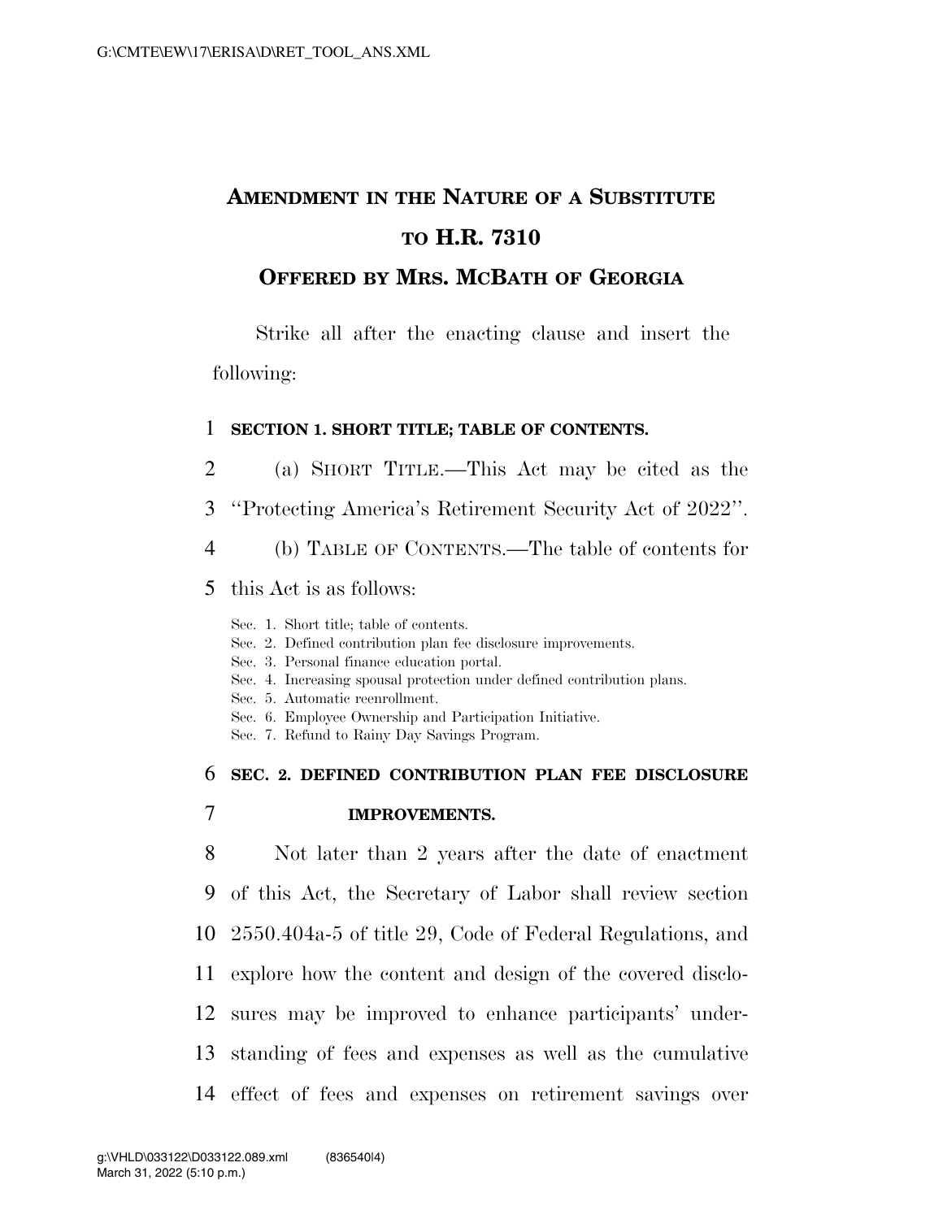# AMENDMENT IN THE NATURE OF A SUBSTITUTE TO H.R. 7310

## OFFERED BY MRS. MCBATH OF GEORGIA

Strike all after the enacting clause and insert the following:

**SECTION 1. SHORT TITLE; TABLE OF CONTENTS.**

(a) SHORT TITLE.—This Act may be cited as the ''Protecting America's Retirement Security Act of 2022''.

(b) TABLE OF CONTENTS.—The table of contents for this Act is as follows:

Sec. 1. Short title; table of contents.
Sec. 2. Defined contribution plan fee disclosure improvements.
Sec. 3. Personal finance education portal.
Sec. 4. Increasing spousal protection under defined contribution plans.
Sec. 5. Automatic reenrollment.
Sec. 6. Employee Ownership and Participation Initiative.
Sec. 7. Refund to Rainy Day Savings Program.

**SEC. 2. DEFINED CONTRIBUTION PLAN FEE DISCLOSURE IMPROVEMENTS.**

Not later than 2 years after the date of enactment of this Act, the Secretary of Labor shall review section 2550.404a-5 of title 29, Code of Federal Regulations, and explore how the content and design of the covered disclosures may be improved to enhance participants' understanding of fees and expenses as well as the cumulative effect of fees and expenses on retirement savings over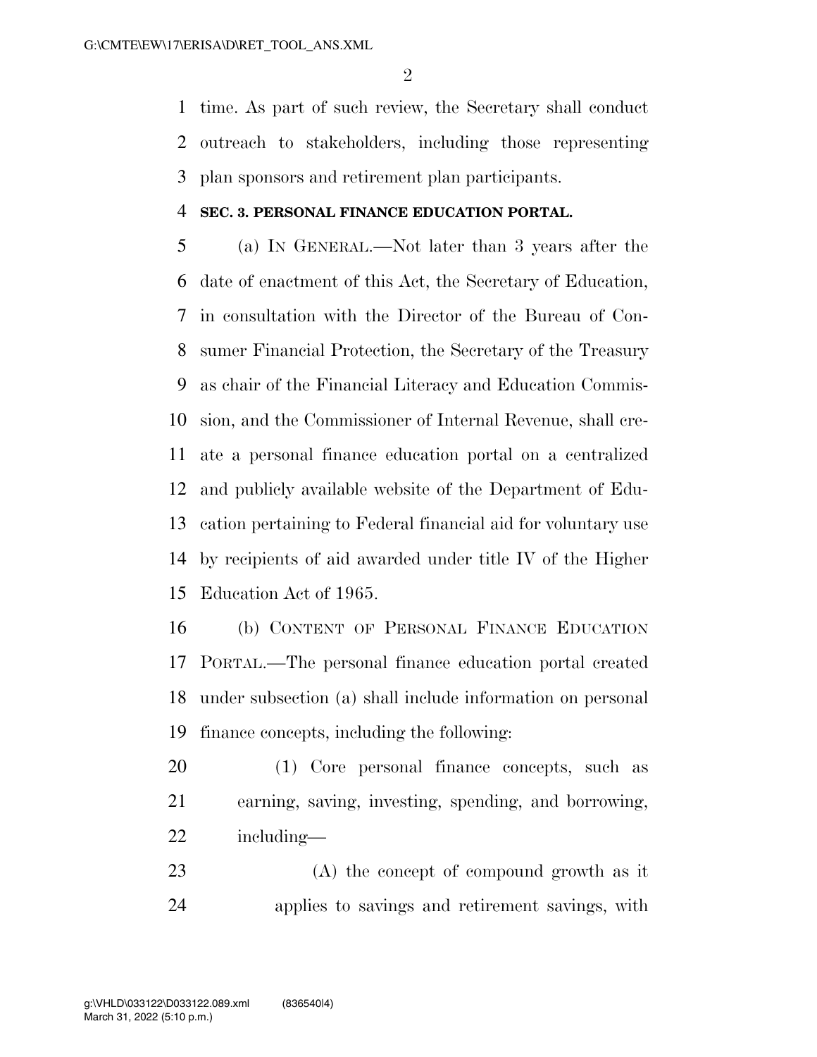time. As part of such review, the Secretary shall conduct outreach to stakeholders, including those representing plan sponsors and retirement plan participants.

**SEC. 3. PERSONAL FINANCE EDUCATION PORTAL.**

(a) IN GENERAL.—Not later than 3 years after the date of enactment of this Act, the Secretary of Education, in consultation with the Director of the Bureau of Consumer Financial Protection, the Secretary of the Treasury as chair of the Financial Literacy and Education Commission, and the Commissioner of Internal Revenue, shall create a personal finance education portal on a centralized and publicly available website of the Department of Education pertaining to Federal financial aid for voluntary use by recipients of aid awarded under title IV of the Higher Education Act of 1965.

(b) CONTENT OF PERSONAL FINANCE EDUCATION PORTAL.—The personal finance education portal created under subsection (a) shall include information on personal finance concepts, including the following:

(1) Core personal finance concepts, such as earning, saving, investing, spending, and borrowing, including—

(A) the concept of compound growth as it applies to savings and retirement savings, with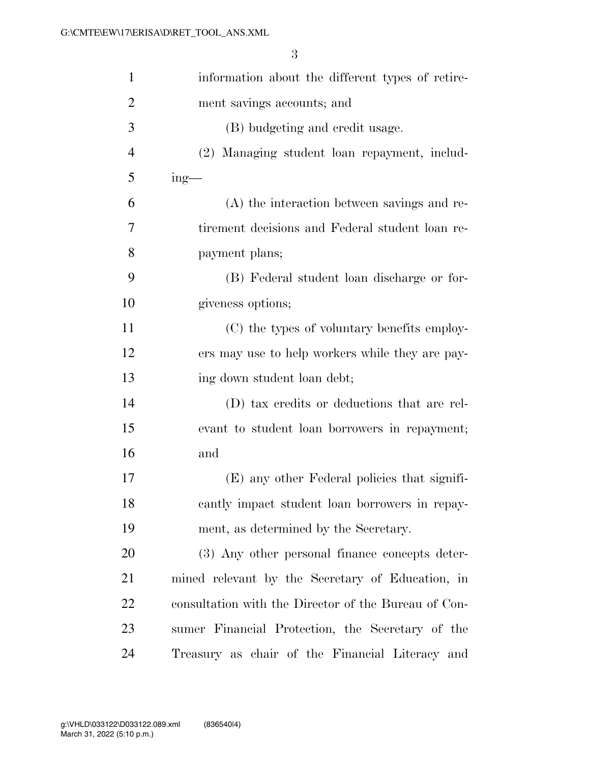information about the different types of retirement savings accounts; and

(B) budgeting and credit usage.

(2) Managing student loan repayment, including—

(A) the interaction between savings and retirement decisions and Federal student loan repayment plans;

(B) Federal student loan discharge or forgiveness options;

(C) the types of voluntary benefits employers may use to help workers while they are paying down student loan debt;

(D) tax credits or deductions that are relevant to student loan borrowers in repayment; and

(E) any other Federal policies that significantly impact student loan borrowers in repayment, as determined by the Secretary.

(3) Any other personal finance concepts determined relevant by the Secretary of Education, in consultation with the Director of the Bureau of Consumer Financial Protection, the Secretary of the Treasury as chair of the Financial Literacy and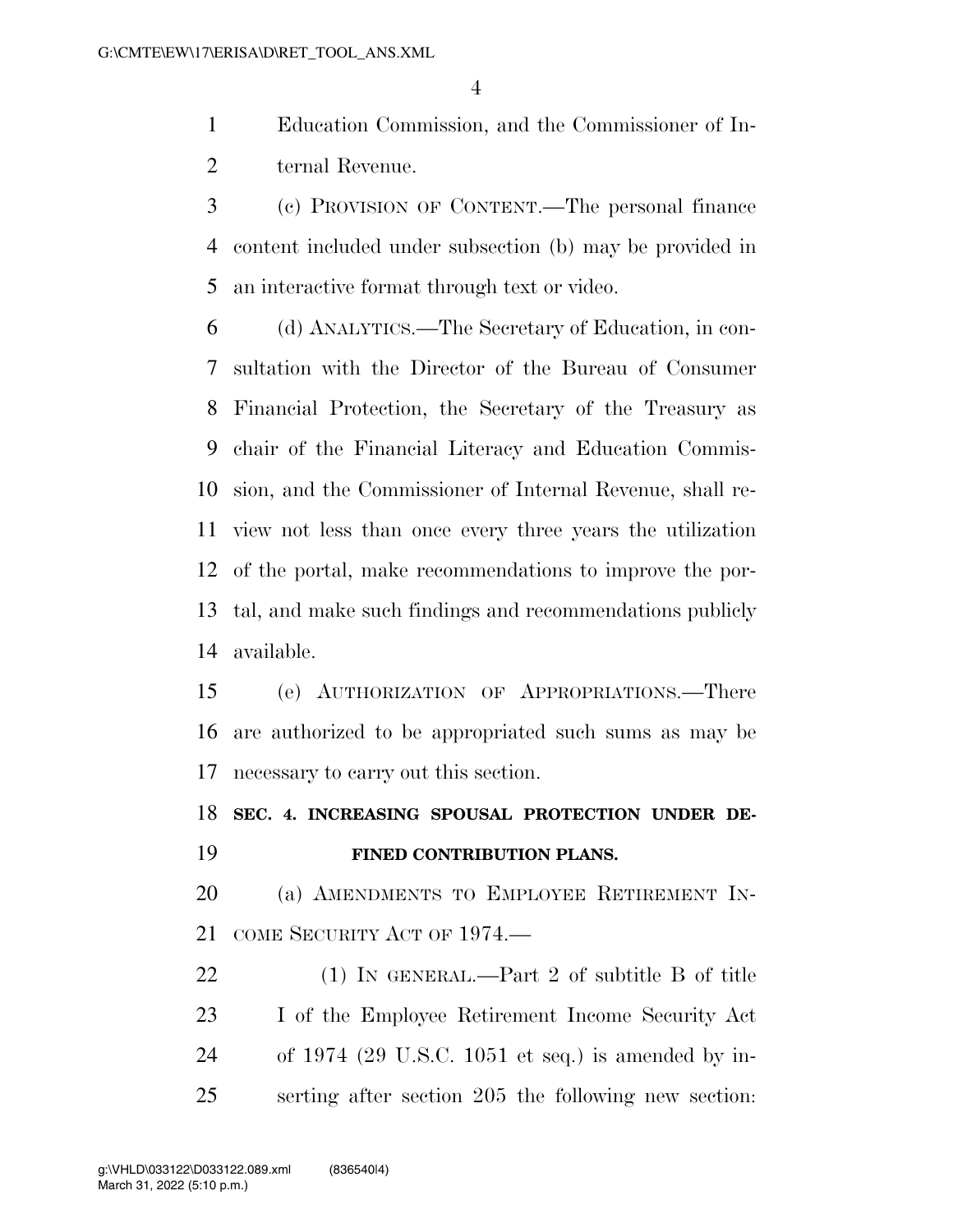Education Commission, and the Commissioner of Internal Revenue.

(c) PROVISION OF CONTENT.—The personal finance content included under subsection (b) may be provided in an interactive format through text or video.

(d) ANALYTICS.—The Secretary of Education, in consultation with the Director of the Bureau of Consumer Financial Protection, the Secretary of the Treasury as chair of the Financial Literacy and Education Commission, and the Commissioner of Internal Revenue, shall review not less than once every three years the utilization of the portal, make recommendations to improve the portal, and make such findings and recommendations publicly available.

(e) AUTHORIZATION OF APPROPRIATIONS.—There are authorized to be appropriated such sums as may be necessary to carry out this section.

## SEC. 4. INCREASING SPOUSAL PROTECTION UNDER DEFINED CONTRIBUTION PLANS.

(a) AMENDMENTS TO EMPLOYEE RETIREMENT INCOME SECURITY ACT OF 1974.—

(1) IN GENERAL.—Part 2 of subtitle B of title I of the Employee Retirement Income Security Act of 1974 (29 U.S.C. 1051 et seq.) is amended by inserting after section 205 the following new section: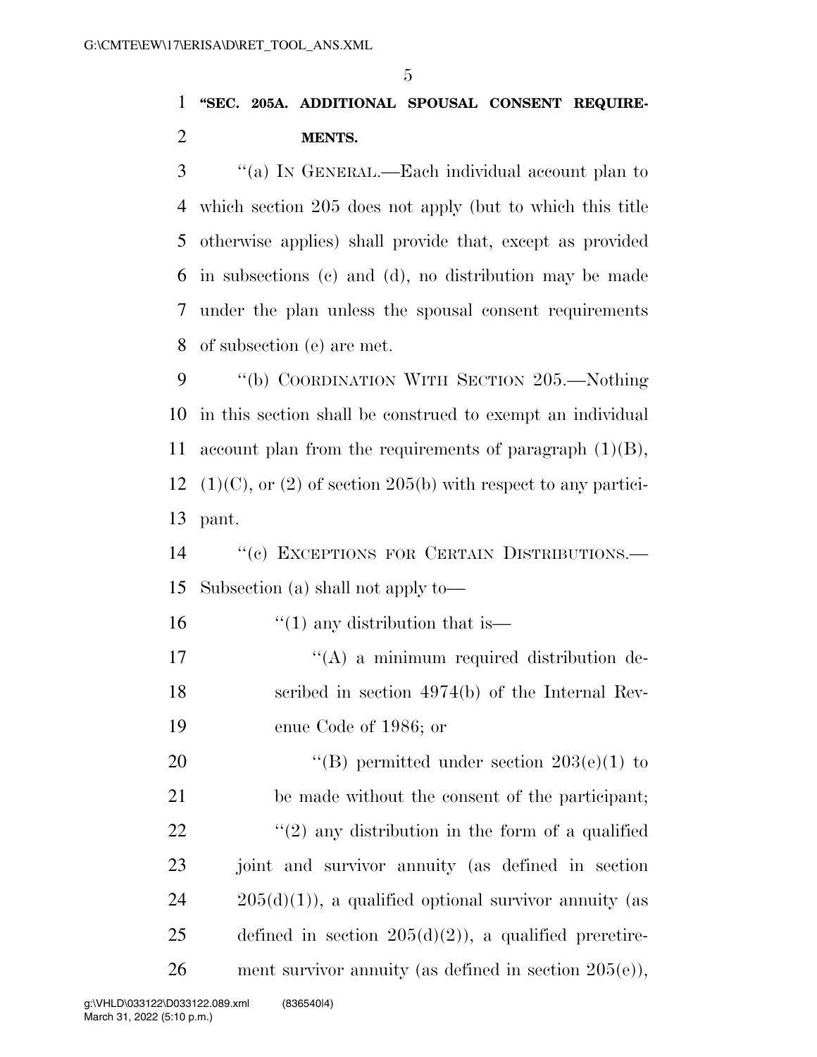**"SEC. 205A. ADDITIONAL SPOUSAL CONSENT REQUIREMENTS.**

"(a) IN GENERAL.—Each individual account plan to which section 205 does not apply (but to which this title otherwise applies) shall provide that, except as provided in subsections (c) and (d), no distribution may be made under the plan unless the spousal consent requirements of subsection (e) are met.

"(b) COORDINATION WITH SECTION 205.—Nothing in this section shall be construed to exempt an individual account plan from the requirements of paragraph (1)(B), (1)(C), or (2) of section 205(b) with respect to any participant.

"(c) EXCEPTIONS FOR CERTAIN DISTRIBUTIONS.—Subsection (a) shall not apply to—

"(1) any distribution that is—

"(A) a minimum required distribution described in section 4974(b) of the Internal Revenue Code of 1986; or

"(B) permitted under section 203(e)(1) to be made without the consent of the participant;

"(2) any distribution in the form of a qualified joint and survivor annuity (as defined in section 205(d)(1)), a qualified optional survivor annuity (as defined in section 205(d)(2)), a qualified preretirement survivor annuity (as defined in section 205(e)),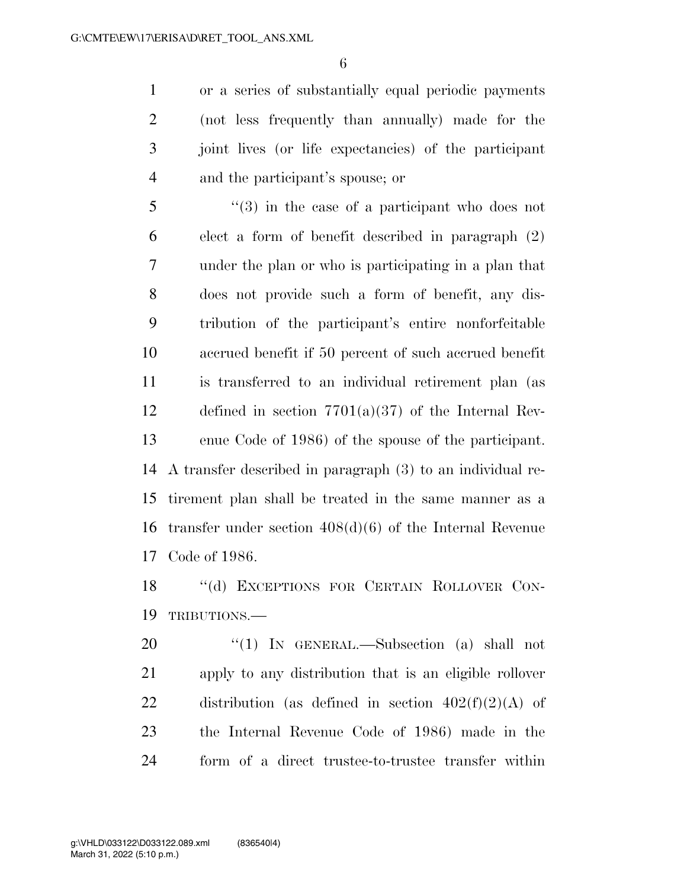or a series of substantially equal periodic payments (not less frequently than annually) made for the joint lives (or life expectancies) of the participant and the participant's spouse; or

"(3) in the case of a participant who does not elect a form of benefit described in paragraph (2) under the plan or who is participating in a plan that does not provide such a form of benefit, any distribution of the participant's entire nonforfeitable accrued benefit if 50 percent of such accrued benefit is transferred to an individual retirement plan (as defined in section 7701(a)(37) of the Internal Revenue Code of 1986) of the spouse of the participant.

A transfer described in paragraph (3) to an individual retirement plan shall be treated in the same manner as a transfer under section 408(d)(6) of the Internal Revenue Code of 1986.

"(d) EXCEPTIONS FOR CERTAIN ROLLOVER CONTRIBUTIONS.—

"(1) IN GENERAL.—Subsection (a) shall not apply to any distribution that is an eligible rollover distribution (as defined in section 402(f)(2)(A) of the Internal Revenue Code of 1986) made in the form of a direct trustee-to-trustee transfer within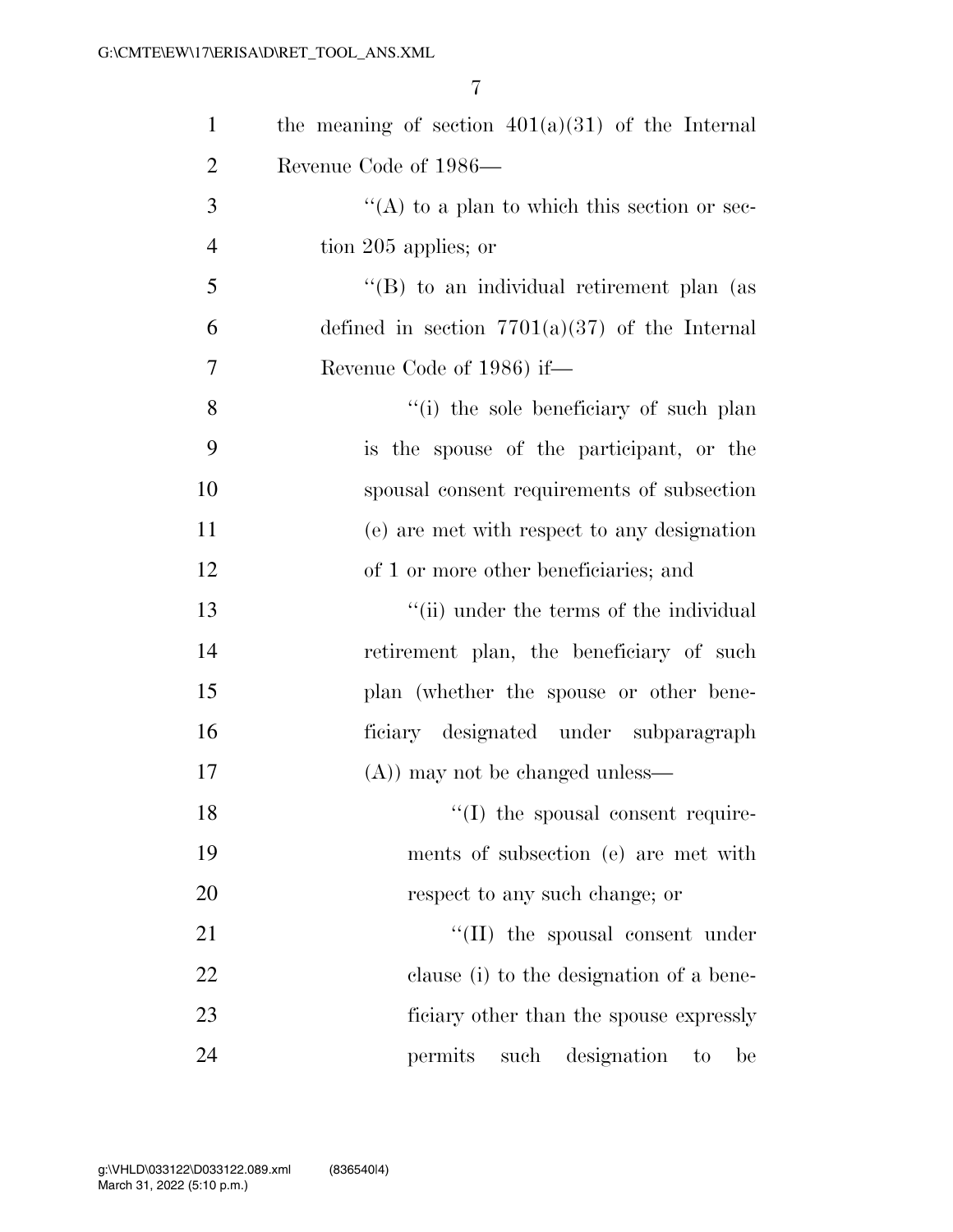the meaning of section 401(a)(31) of the Internal Revenue Code of 1986—

''(A) to a plan to which this section or section 205 applies; or

''(B) to an individual retirement plan (as defined in section 7701(a)(37) of the Internal Revenue Code of 1986) if—

''(i) the sole beneficiary of such plan is the spouse of the participant, or the spousal consent requirements of subsection (e) are met with respect to any designation of 1 or more other beneficiaries; and

''(ii) under the terms of the individual retirement plan, the beneficiary of such plan (whether the spouse or other beneficiary designated under subparagraph (A)) may not be changed unless—

''(I) the spousal consent requirements of subsection (e) are met with respect to any such change; or

''(II) the spousal consent under clause (i) to the designation of a beneficiary other than the spouse expressly permits such designation to be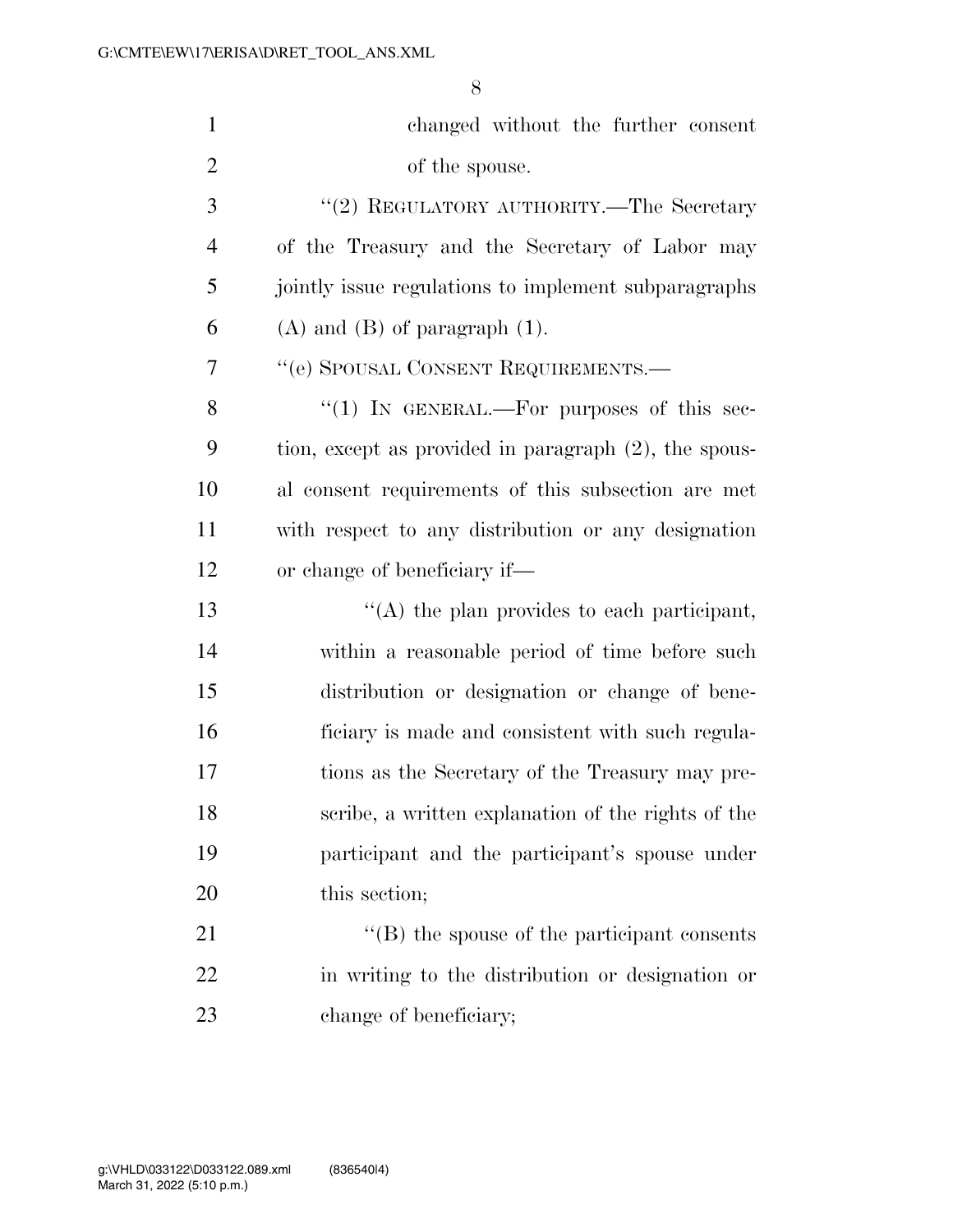changed without the further consent of the spouse.

"(2) REGULATORY AUTHORITY.—The Secretary of the Treasury and the Secretary of Labor may jointly issue regulations to implement subparagraphs (A) and (B) of paragraph (1).

"(e) SPOUSAL CONSENT REQUIREMENTS.—

"(1) IN GENERAL.—For purposes of this section, except as provided in paragraph (2), the spousal consent requirements of this subsection are met with respect to any distribution or any designation or change of beneficiary if—

"(A) the plan provides to each participant, within a reasonable period of time before such distribution or designation or change of beneficiary is made and consistent with such regulations as the Secretary of the Treasury may prescribe, a written explanation of the rights of the participant and the participant's spouse under this section;

"(B) the spouse of the participant consents in writing to the distribution or designation or change of beneficiary;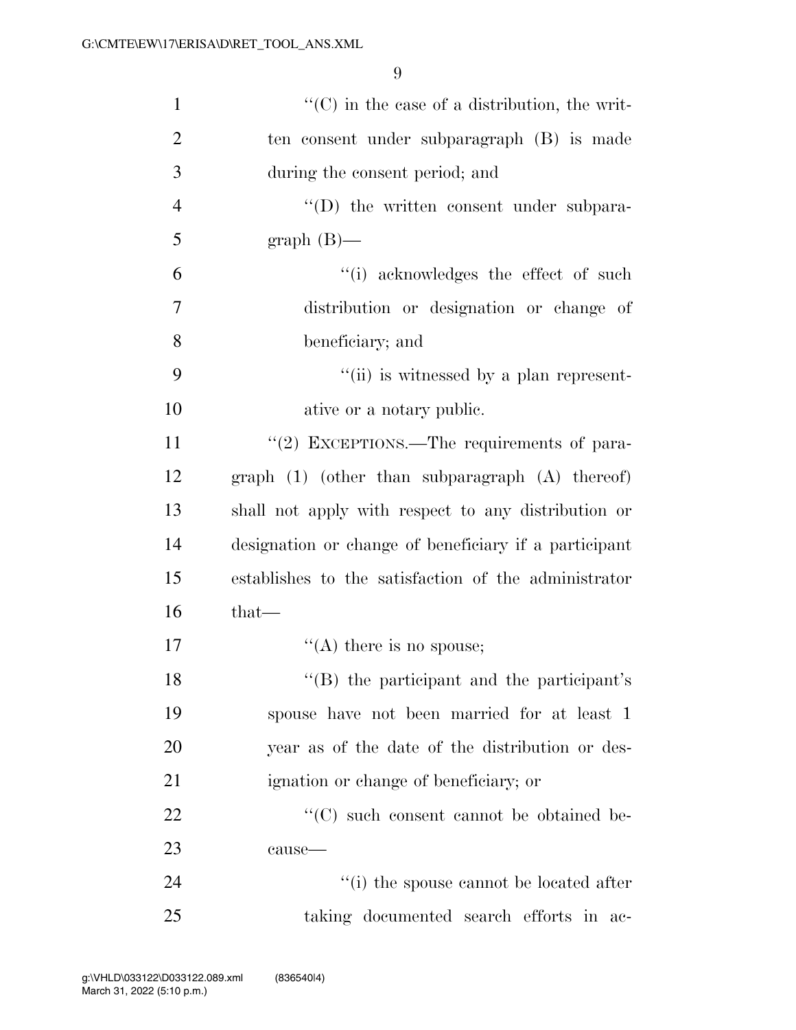"(C) in the case of a distribution, the written consent under subparagraph (B) is made during the consent period; and

"(D) the written consent under subparagraph (B)—

"(i) acknowledges the effect of such distribution or designation or change of beneficiary; and

"(ii) is witnessed by a plan representative or a notary public.

"(2) EXCEPTIONS.—The requirements of paragraph (1) (other than subparagraph (A) thereof) shall not apply with respect to any distribution or designation or change of beneficiary if a participant establishes to the satisfaction of the administrator that—

"(A) there is no spouse;

"(B) the participant and the participant's spouse have not been married for at least 1 year as of the date of the distribution or designation or change of beneficiary; or

"(C) such consent cannot be obtained because—

"(i) the spouse cannot be located after taking documented search efforts in ac-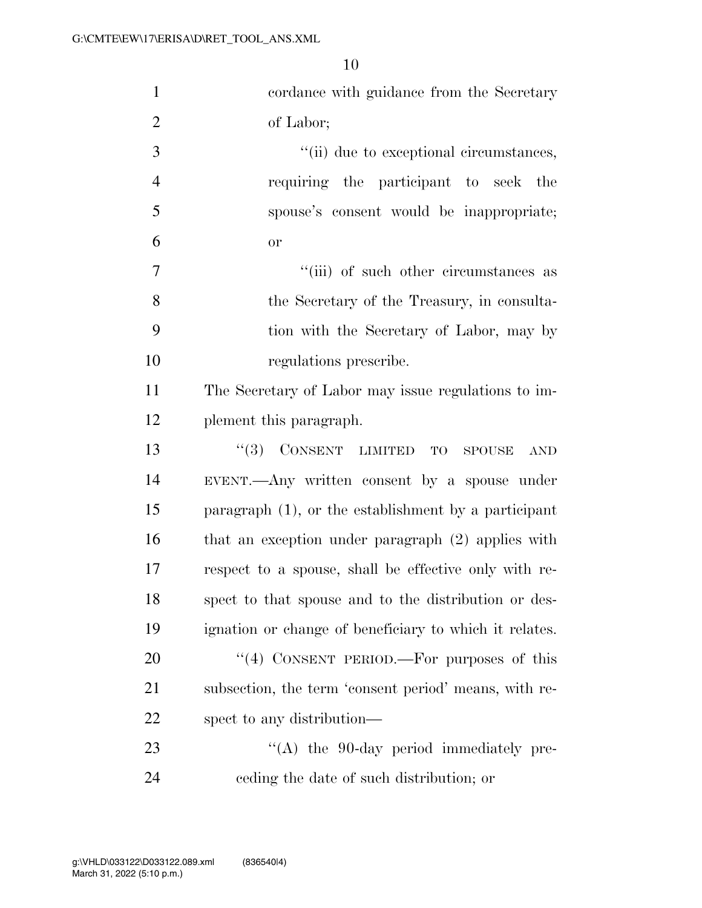cordance with guidance from the Secretary of Labor;

''(ii) due to exceptional circumstances, requiring the participant to seek the spouse's consent would be inappropriate; or

''(iii) of such other circumstances as the Secretary of the Treasury, in consultation with the Secretary of Labor, may by regulations prescribe.

The Secretary of Labor may issue regulations to implement this paragraph.

''(3) CONSENT LIMITED TO SPOUSE AND EVENT.—Any written consent by a spouse under paragraph (1), or the establishment by a participant that an exception under paragraph (2) applies with respect to a spouse, shall be effective only with respect to that spouse and to the distribution or designation or change of beneficiary to which it relates.

''(4) CONSENT PERIOD.—For purposes of this subsection, the term 'consent period' means, with respect to any distribution—

''(A) the 90-day period immediately preceding the date of such distribution; or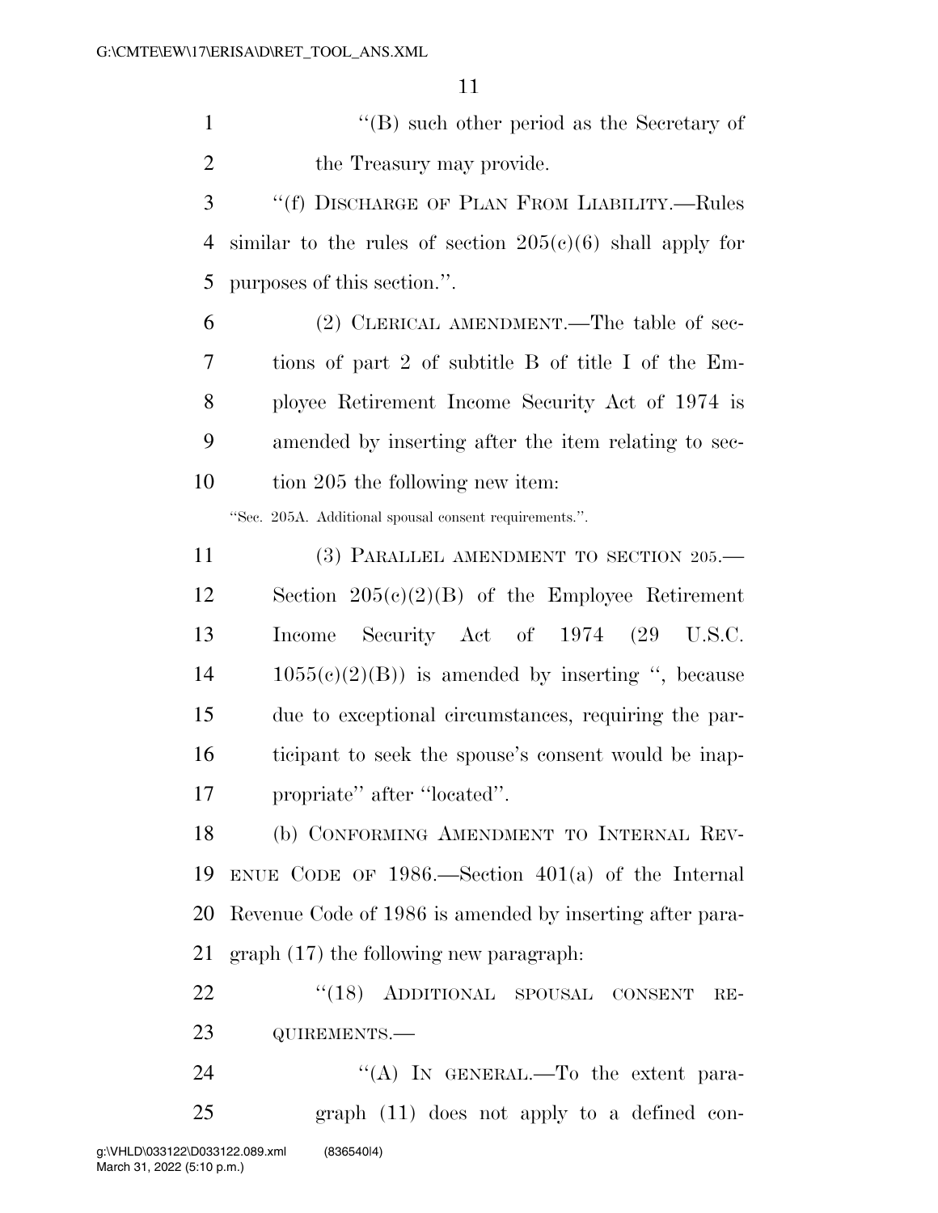"(B) such other period as the Secretary of the Treasury may provide.

"(f) DISCHARGE OF PLAN FROM LIABILITY.—Rules similar to the rules of section 205(c)(6) shall apply for purposes of this section.".

(2) CLERICAL AMENDMENT.—The table of sections of part 2 of subtitle B of title I of the Employee Retirement Income Security Act of 1974 is amended by inserting after the item relating to section 205 the following new item:

"Sec. 205A. Additional spousal consent requirements.".

(3) PARALLEL AMENDMENT TO SECTION 205.—Section 205(c)(2)(B) of the Employee Retirement Income Security Act of 1974 (29 U.S.C. 1055(c)(2)(B)) is amended by inserting ", because due to exceptional circumstances, requiring the participant to seek the spouse's consent would be inappropriate" after "located".

(b) CONFORMING AMENDMENT TO INTERNAL REVENUE CODE OF 1986.—Section 401(a) of the Internal Revenue Code of 1986 is amended by inserting after paragraph (17) the following new paragraph:

"(18) ADDITIONAL SPOUSAL CONSENT REQUIREMENTS.—

"(A) IN GENERAL.—To the extent paragraph (11) does not apply to a defined con-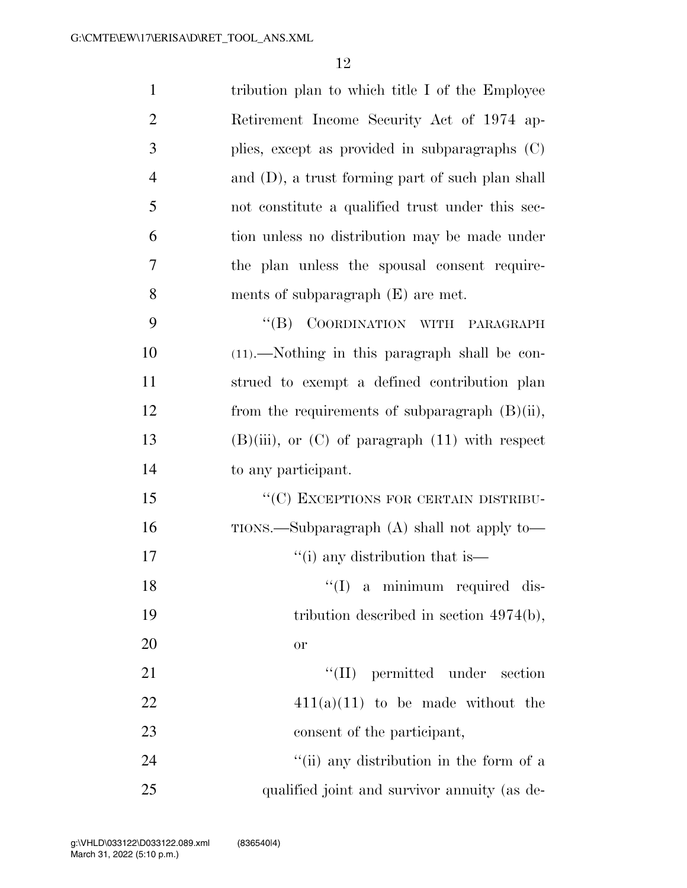tribution plan to which title I of the Employee Retirement Income Security Act of 1974 applies, except as provided in subparagraphs (C) and (D), a trust forming part of such plan shall not constitute a qualified trust under this section unless no distribution may be made under the plan unless the spousal consent requirements of subparagraph (E) are met.

"(B) COORDINATION WITH PARAGRAPH (11).—Nothing in this paragraph shall be construed to exempt a defined contribution plan from the requirements of subparagraph (B)(ii), (B)(iii), or (C) of paragraph (11) with respect to any participant.

"(C) EXCEPTIONS FOR CERTAIN DISTRIBUTIONS.—Subparagraph (A) shall not apply to—

"(i) any distribution that is—

"(I) a minimum required distribution described in section 4974(b), or

"(II) permitted under section 411(a)(11) to be made without the consent of the participant,

"(ii) any distribution in the form of a qualified joint and survivor annuity (as de-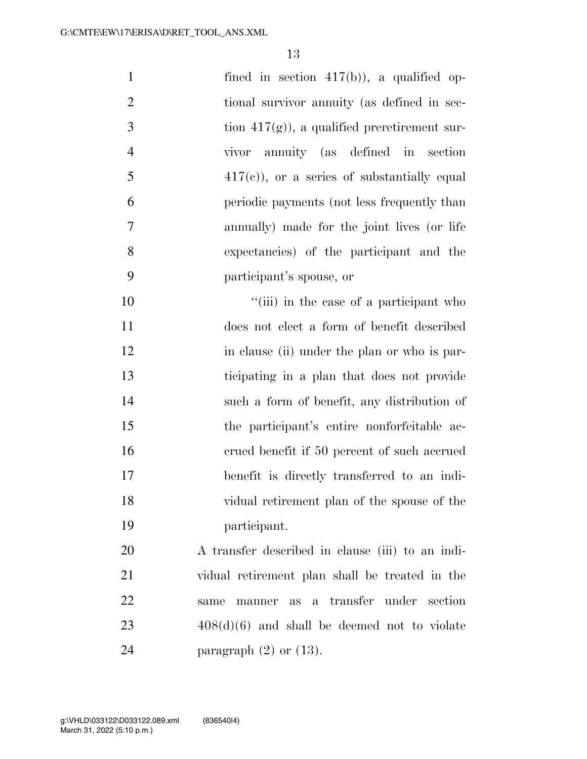fined in section 417(b)), a qualified optional survivor annuity (as defined in section 417(g)), a qualified preretirement survivor annuity (as defined in section 417(c)), or a series of substantially equal periodic payments (not less frequently than annually) made for the joint lives (or life expectancies) of the participant and the participant's spouse, or

''(iii) in the case of a participant who does not elect a form of benefit described in clause (ii) under the plan or who is participating in a plan that does not provide such a form of benefit, any distribution of the participant's entire nonforfeitable accrued benefit if 50 percent of such accrued benefit is directly transferred to an individual retirement plan of the spouse of the participant.

A transfer described in clause (iii) to an individual retirement plan shall be treated in the same manner as a transfer under section 408(d)(6) and shall be deemed not to violate paragraph (2) or (13).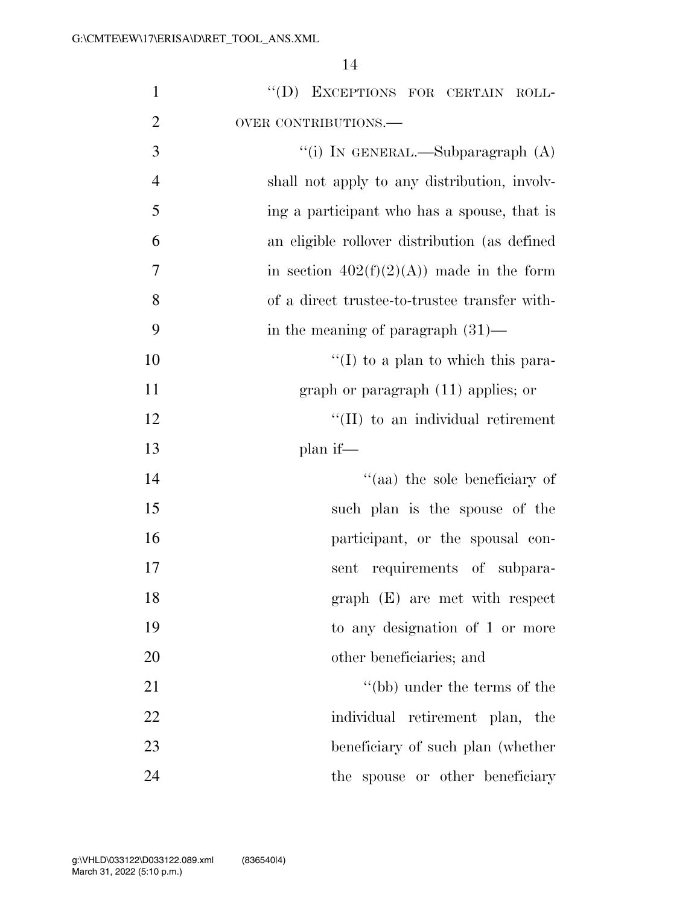''(D) EXCEPTIONS FOR CERTAIN ROLLOVER CONTRIBUTIONS.—

''(i) IN GENERAL.—Subparagraph (A) shall not apply to any distribution, involving a participant who has a spouse, that is an eligible rollover distribution (as defined in section 402(f)(2)(A)) made in the form of a direct trustee-to-trustee transfer within the meaning of paragraph (31)—

''(I) to a plan to which this paragraph or paragraph (11) applies; or

''(II) to an individual retirement plan if—

''(aa) the sole beneficiary of such plan is the spouse of the participant, or the spousal consent requirements of subparagraph (E) are met with respect to any designation of 1 or more other beneficiaries; and

''(bb) under the terms of the individual retirement plan, the beneficiary of such plan (whether the spouse or other beneficiary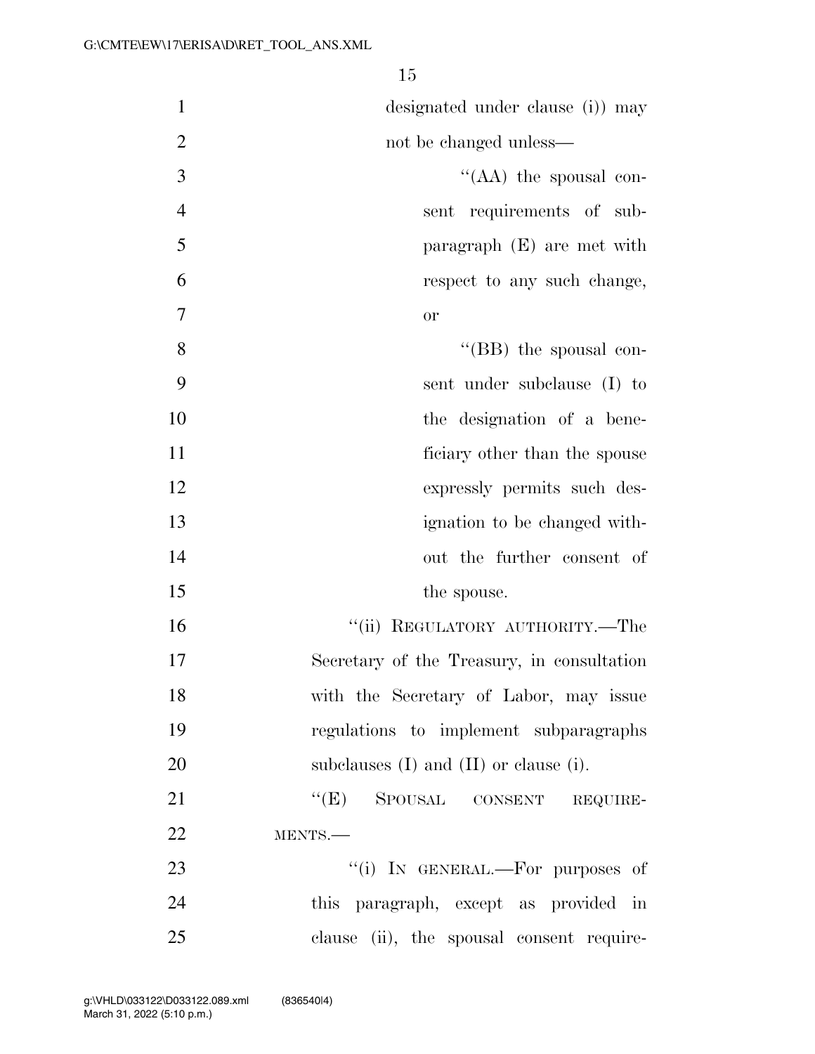designated under clause (i)) may not be changed unless—

“(AA) the spousal consent requirements of subparagraph (E) are met with respect to any such change, or

“(BB) the spousal consent under subclause (I) to the designation of a beneficiary other than the spouse expressly permits such designation to be changed without the further consent of the spouse.

“(ii) REGULATORY AUTHORITY.—The Secretary of the Treasury, in consultation with the Secretary of Labor, may issue regulations to implement subparagraphs subclauses (I) and (II) or clause (i).

“(E) SPOUSAL CONSENT REQUIREMENTS.—

“(i) IN GENERAL.—For purposes of this paragraph, except as provided in clause (ii), the spousal consent require-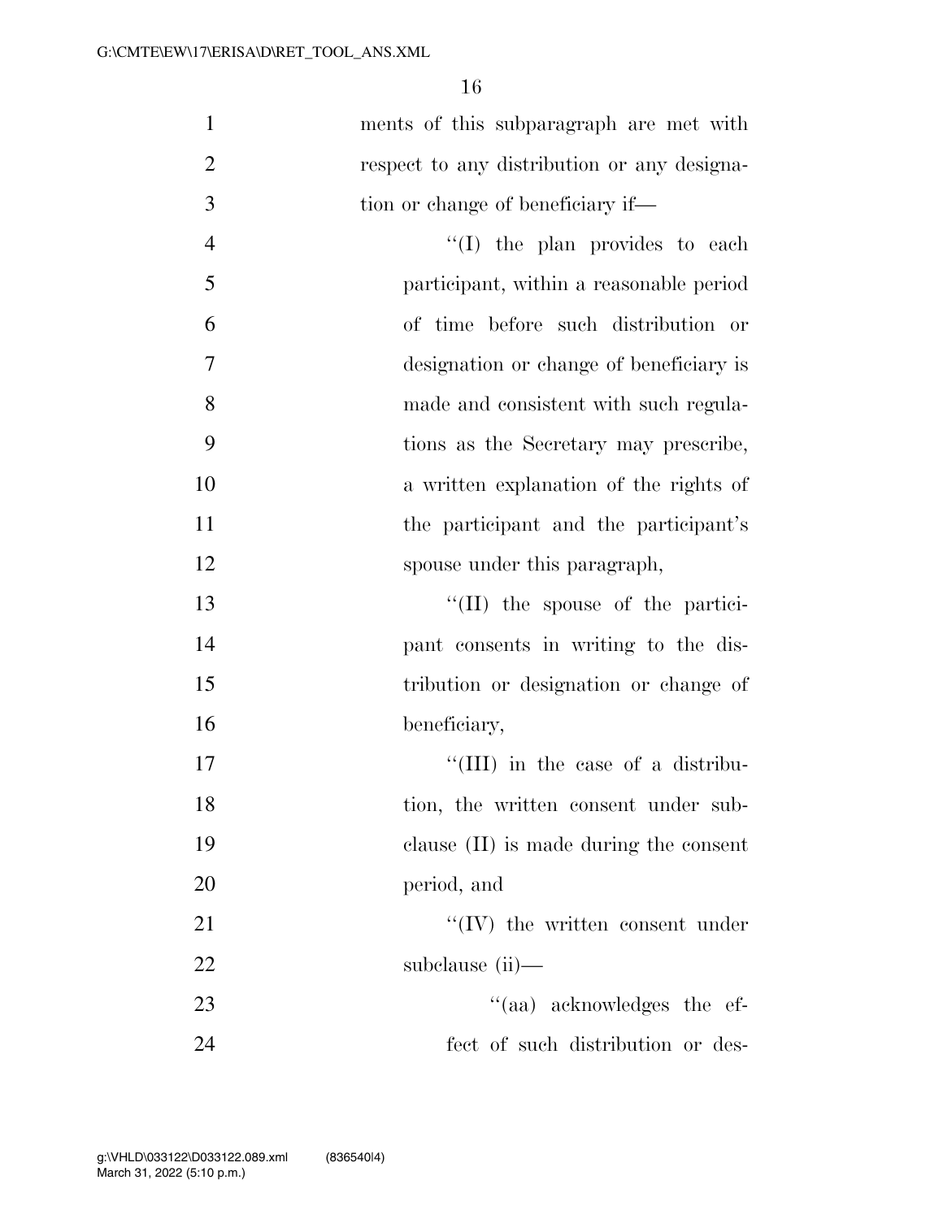ments of this subparagraph are met with respect to any distribution or any designation or change of beneficiary if—

"(I) the plan provides to each participant, within a reasonable period of time before such distribution or designation or change of beneficiary is made and consistent with such regulations as the Secretary may prescribe, a written explanation of the rights of the participant and the participant's spouse under this paragraph,

"(II) the spouse of the participant consents in writing to the distribution or designation or change of beneficiary,

"(III) in the case of a distribution, the written consent under subclause (II) is made during the consent period, and

"(IV) the written consent under subclause (ii)—

"(aa) acknowledges the effect of such distribution or des-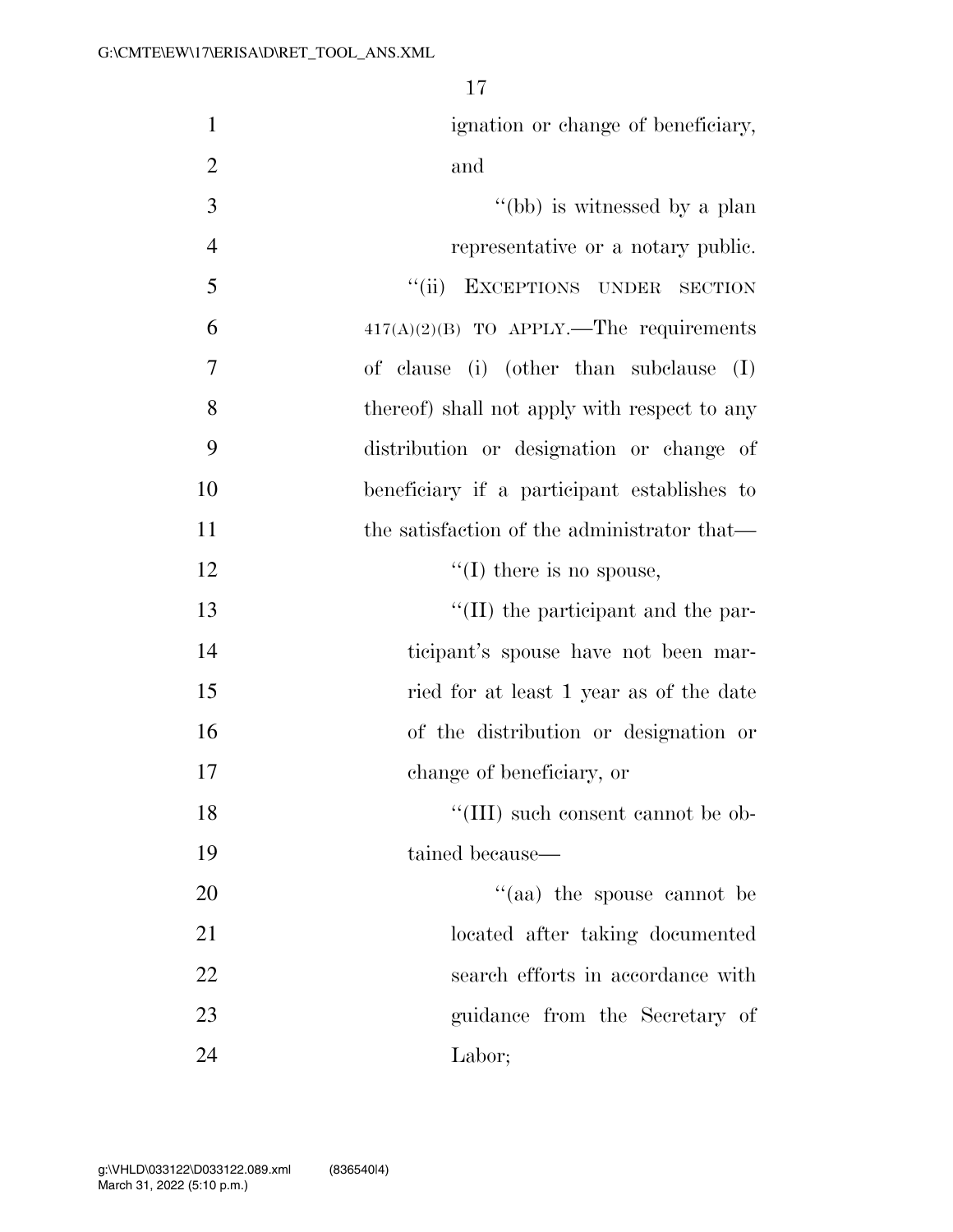ignation or change of beneficiary, and

"(bb) is witnessed by a plan representative or a notary public.

"(ii) EXCEPTIONS UNDER SECTION 417(A)(2)(B) TO APPLY.—The requirements of clause (i) (other than subclause (I) thereof) shall not apply with respect to any distribution or designation or change of beneficiary if a participant establishes to the satisfaction of the administrator that—

"(I) there is no spouse,

"(II) the participant and the participant's spouse have not been married for at least 1 year as of the date of the distribution or designation or change of beneficiary, or

"(III) such consent cannot be obtained because—

"(aa) the spouse cannot be located after taking documented search efforts in accordance with guidance from the Secretary of Labor;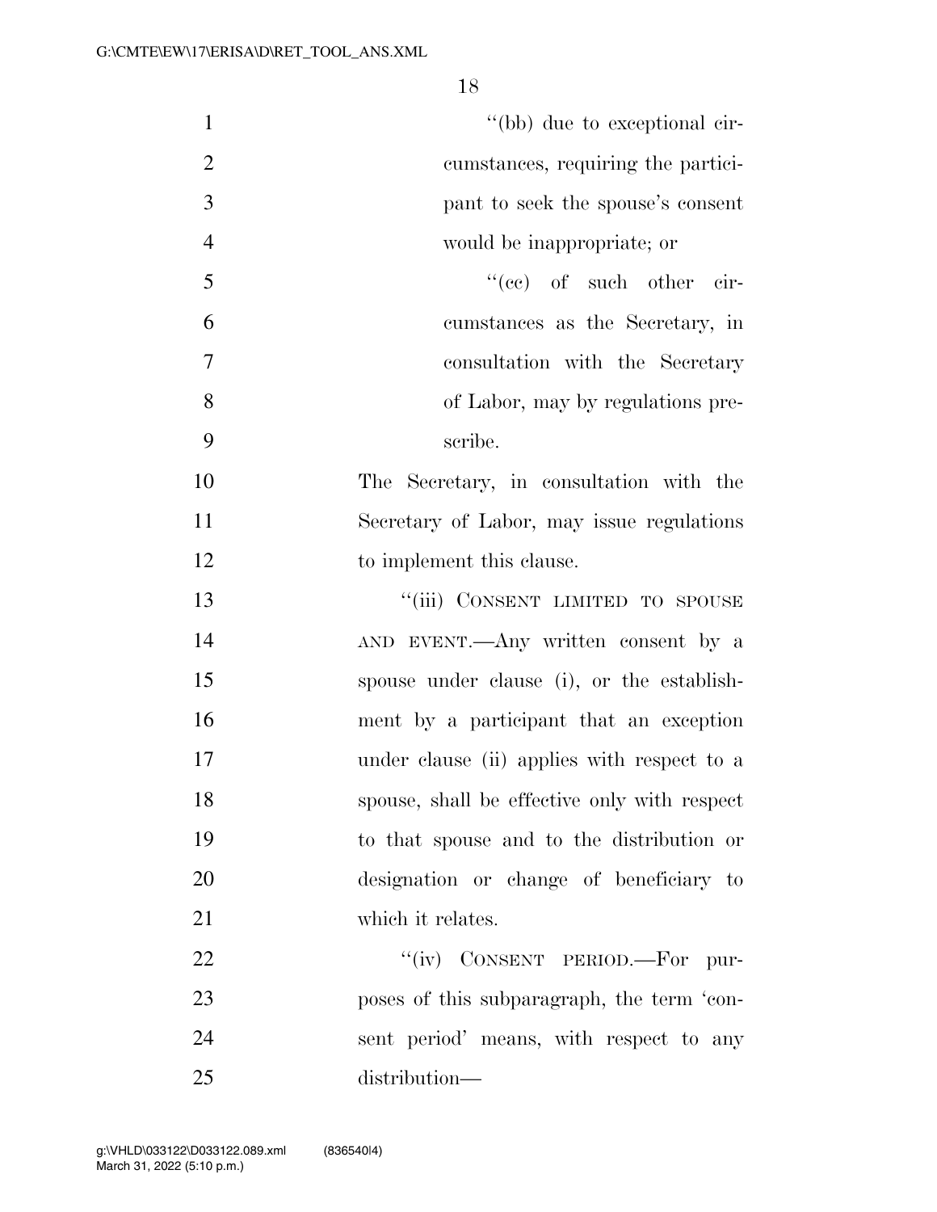"(bb) due to exceptional circumstances, requiring the participant to seek the spouse's consent would be inappropriate; or

"(cc) of such other circumstances as the Secretary, in consultation with the Secretary of Labor, may by regulations prescribe.

The Secretary, in consultation with the Secretary of Labor, may issue regulations to implement this clause.

"(iii) CONSENT LIMITED TO SPOUSE AND EVENT.—Any written consent by a spouse under clause (i), or the establishment by a participant that an exception under clause (ii) applies with respect to a spouse, shall be effective only with respect to that spouse and to the distribution or designation or change of beneficiary to which it relates.

"(iv) CONSENT PERIOD.—For purposes of this subparagraph, the term 'consent period' means, with respect to any distribution—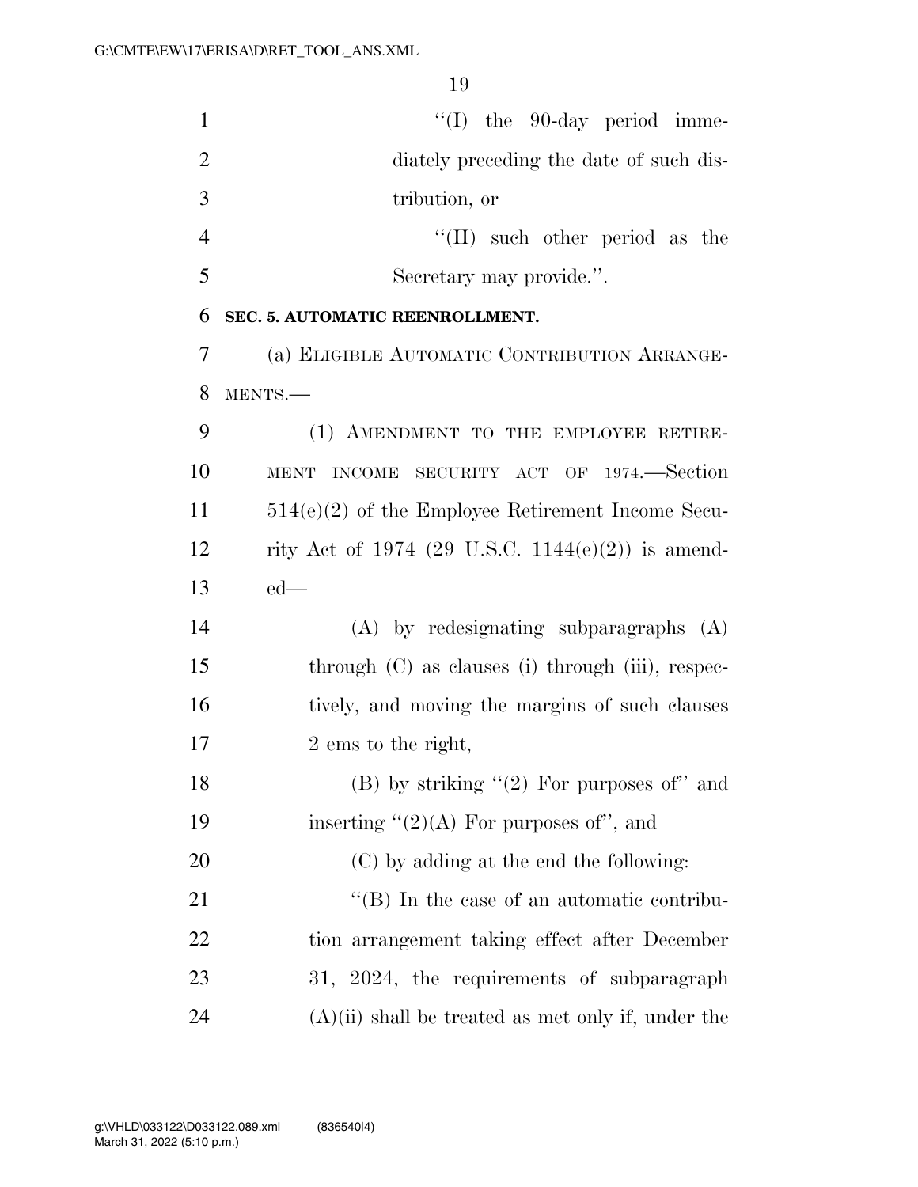"(I) the 90-day period immediately preceding the date of such distribution, or

"(II) such other period as the Secretary may provide.".

**SEC. 5. AUTOMATIC REENROLLMENT.**

(a) ELIGIBLE AUTOMATIC CONTRIBUTION ARRANGEMENTS.—

(1) AMENDMENT TO THE EMPLOYEE RETIREMENT INCOME SECURITY ACT OF 1974.—Section 514(e)(2) of the Employee Retirement Income Security Act of 1974 (29 U.S.C. 1144(e)(2)) is amended—

(A) by redesignating subparagraphs (A) through (C) as clauses (i) through (iii), respectively, and moving the margins of such clauses 2 ems to the right,

(B) by striking "(2) For purposes of" and inserting "(2)(A) For purposes of", and

(C) by adding at the end the following:

"(B) In the case of an automatic contribution arrangement taking effect after December 31, 2024, the requirements of subparagraph (A)(ii) shall be treated as met only if, under the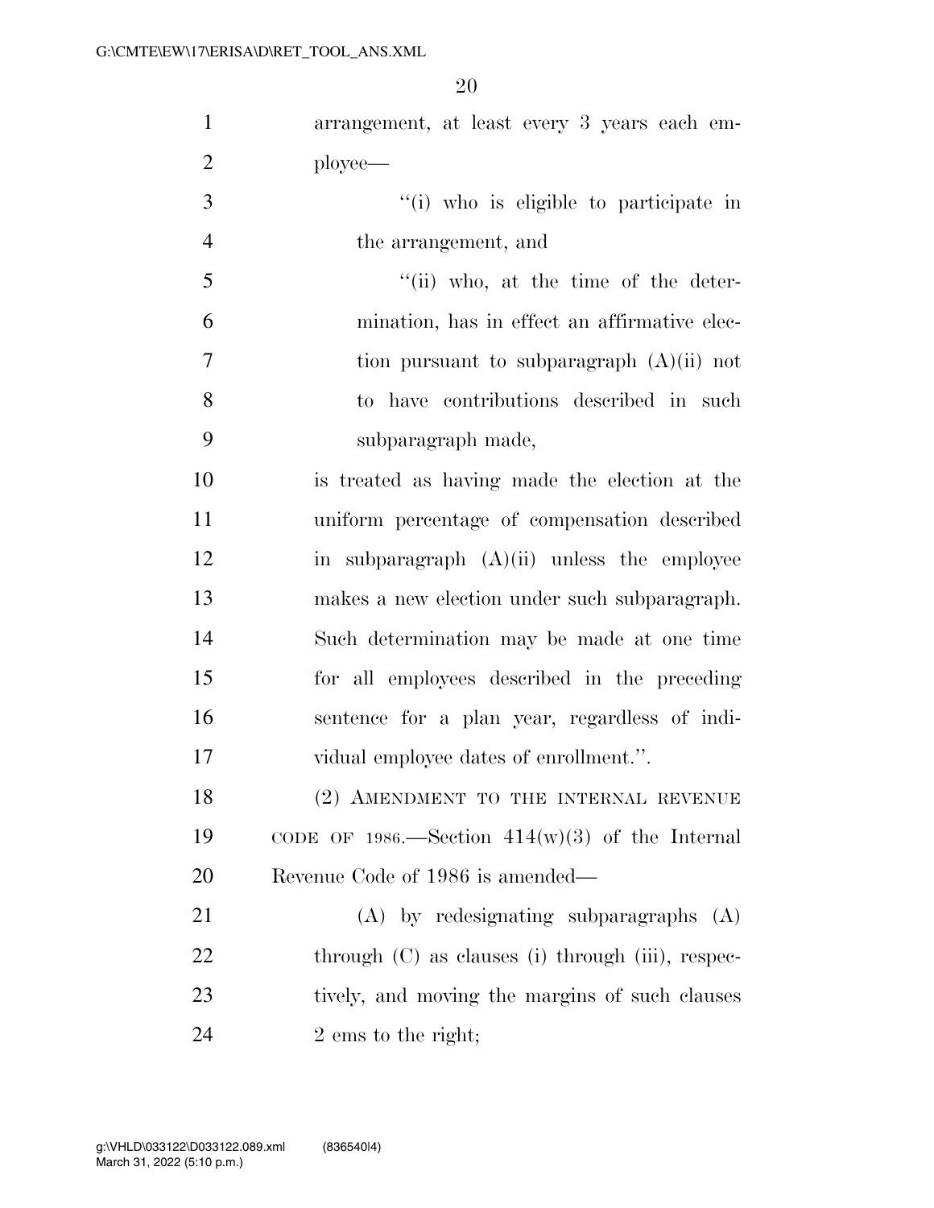arrangement, at least every 3 years each employee—

''(i) who is eligible to participate in the arrangement, and

''(ii) who, at the time of the determination, has in effect an affirmative election pursuant to subparagraph (A)(ii) not to have contributions described in such subparagraph made,

is treated as having made the election at the uniform percentage of compensation described in subparagraph (A)(ii) unless the employee makes a new election under such subparagraph. Such determination may be made at one time for all employees described in the preceding sentence for a plan year, regardless of individual employee dates of enrollment.''.

(2) AMENDMENT TO THE INTERNAL REVENUE CODE OF 1986.—Section 414(w)(3) of the Internal Revenue Code of 1986 is amended—

(A) by redesignating subparagraphs (A) through (C) as clauses (i) through (iii), respectively, and moving the margins of such clauses 2 ems to the right;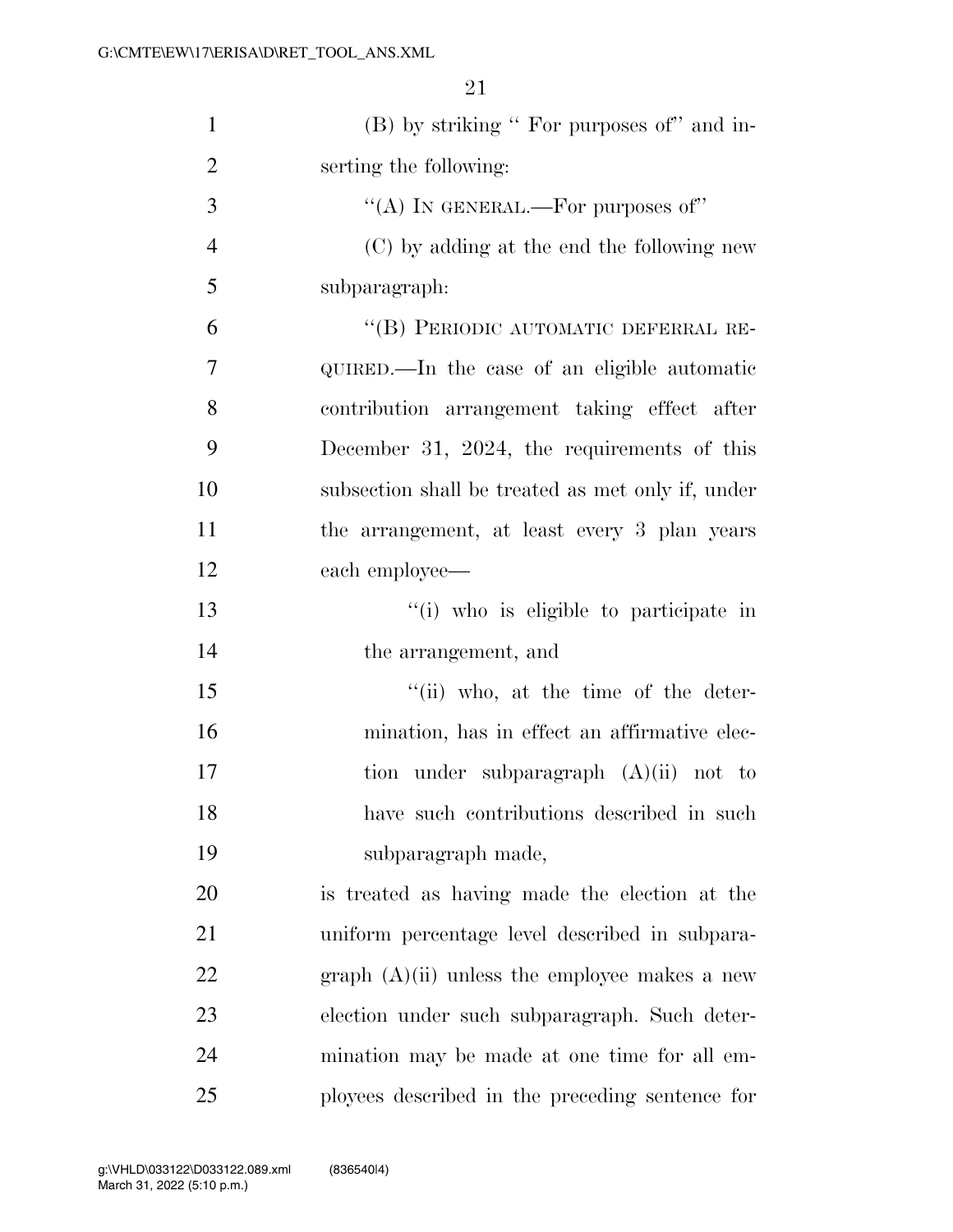(B) by striking " For purposes of" and inserting the following:

"(A) IN GENERAL.—For purposes of"

(C) by adding at the end the following new subparagraph:

"(B) PERIODIC AUTOMATIC DEFERRAL REQUIRED.—In the case of an eligible automatic contribution arrangement taking effect after December 31, 2024, the requirements of this subsection shall be treated as met only if, under the arrangement, at least every 3 plan years each employee—

"(i) who is eligible to participate in the arrangement, and

"(ii) who, at the time of the determination, has in effect an affirmative election under subparagraph (A)(ii) not to have such contributions described in such subparagraph made,

is treated as having made the election at the uniform percentage level described in subparagraph (A)(ii) unless the employee makes a new election under such subparagraph. Such determination may be made at one time for all employees described in the preceding sentence for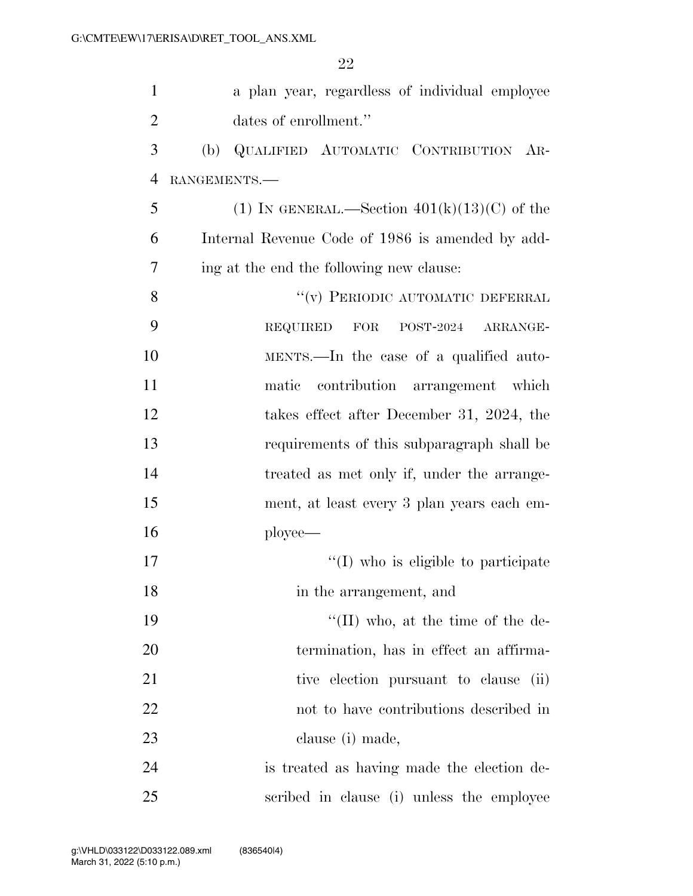a plan year, regardless of individual employee dates of enrollment.''

(b) QUALIFIED AUTOMATIC CONTRIBUTION ARRANGEMENTS.—

(1) IN GENERAL.—Section 401(k)(13)(C) of the Internal Revenue Code of 1986 is amended by adding at the end the following new clause:

"(v) PERIODIC AUTOMATIC DEFERRAL REQUIRED FOR POST-2024 ARRANGEMENTS.—In the case of a qualified automatic contribution arrangement which takes effect after December 31, 2024, the requirements of this subparagraph shall be treated as met only if, under the arrangement, at least every 3 plan years each employee—

"(I) who is eligible to participate in the arrangement, and

"(II) who, at the time of the determination, has in effect an affirmative election pursuant to clause (ii) not to have contributions described in clause (i) made,

is treated as having made the election described in clause (i) unless the employee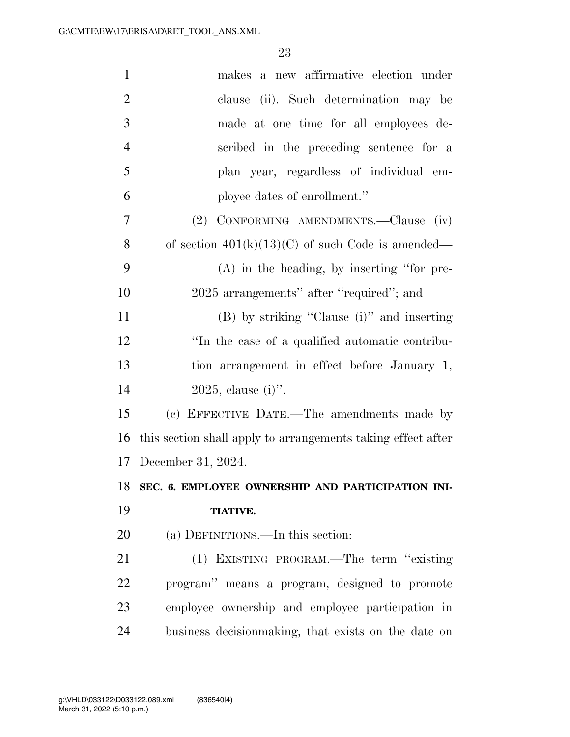makes a new affirmative election under clause (ii). Such determination may be made at one time for all employees described in the preceding sentence for a plan year, regardless of individual employee dates of enrollment.''

(2) CONFORMING AMENDMENTS.—Clause (iv) of section 401(k)(13)(C) of such Code is amended—

(A) in the heading, by inserting ''for pre-2025 arrangements'' after ''required''; and

(B) by striking ''Clause (i)'' and inserting ''In the case of a qualified automatic contribution arrangement in effect before January 1, 2025, clause (i)''.

(c) EFFECTIVE DATE.—The amendments made by this section shall apply to arrangements taking effect after December 31, 2024.

## SEC. 6. EMPLOYEE OWNERSHIP AND PARTICIPATION INITIATIVE.

(a) DEFINITIONS.—In this section:

(1) EXISTING PROGRAM.—The term ''existing program'' means a program, designed to promote employee ownership and employee participation in business decisionmaking, that exists on the date on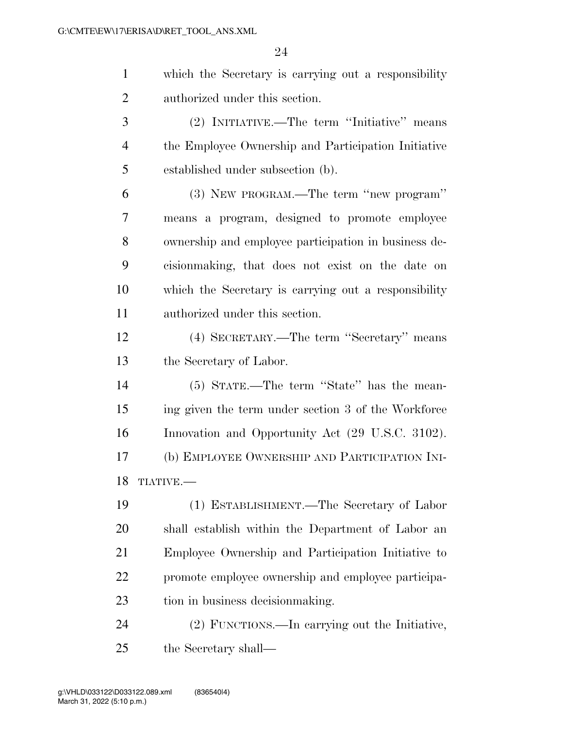which the Secretary is carrying out a responsibility authorized under this section.

(2) INITIATIVE.—The term ''Initiative'' means the Employee Ownership and Participation Initiative established under subsection (b).

(3) NEW PROGRAM.—The term ''new program'' means a program, designed to promote employee ownership and employee participation in business decisionmaking, that does not exist on the date on which the Secretary is carrying out a responsibility authorized under this section.

(4) SECRETARY.—The term ''Secretary'' means the Secretary of Labor.

(5) STATE.—The term ''State'' has the meaning given the term under section 3 of the Workforce Innovation and Opportunity Act (29 U.S.C. 3102).

(b) EMPLOYEE OWNERSHIP AND PARTICIPATION INITIATIVE.—

(1) ESTABLISHMENT.—The Secretary of Labor shall establish within the Department of Labor an Employee Ownership and Participation Initiative to promote employee ownership and employee participation in business decisionmaking.

(2) FUNCTIONS.—In carrying out the Initiative, the Secretary shall—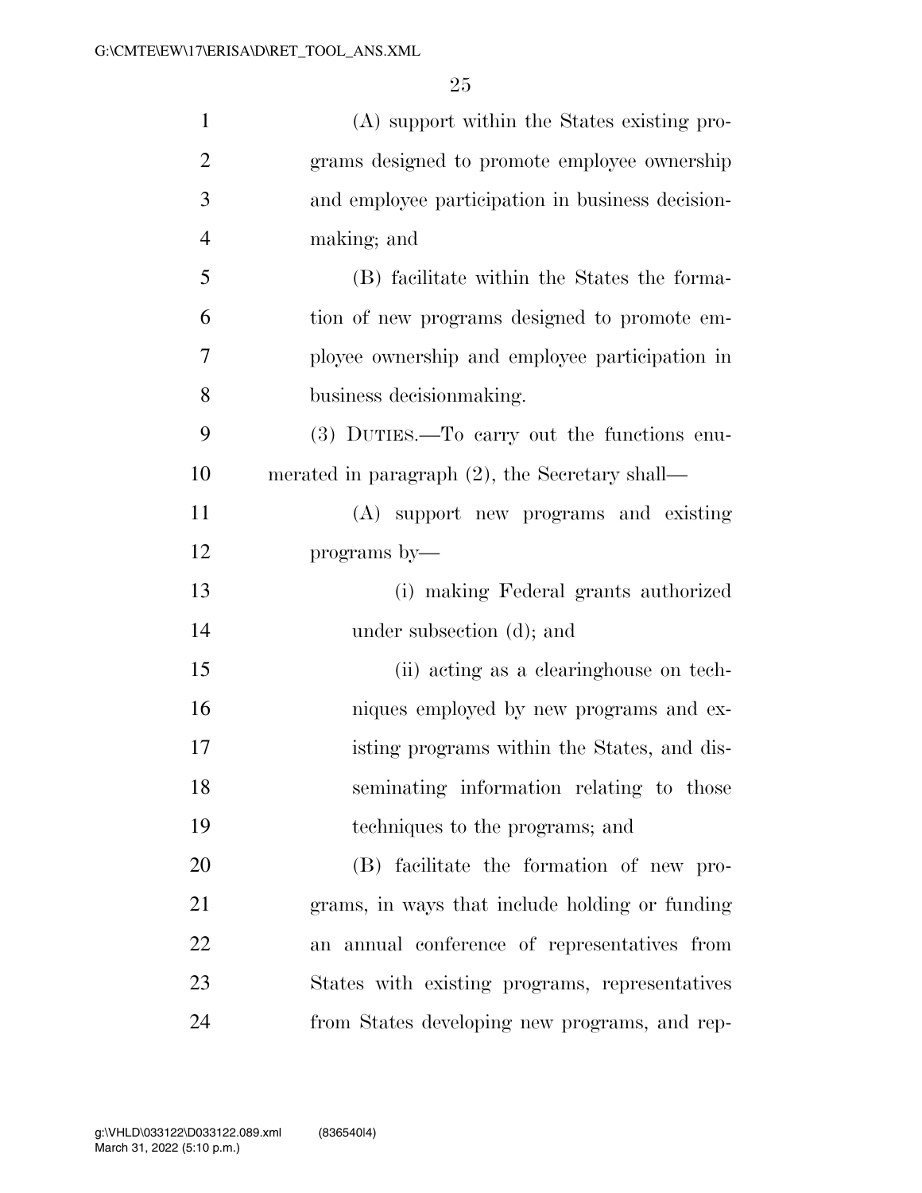(A) support within the States existing programs designed to promote employee ownership and employee participation in business decisionmaking; and

(B) facilitate within the States the formation of new programs designed to promote employee ownership and employee participation in business decisionmaking.

(3) DUTIES.—To carry out the functions enumerated in paragraph (2), the Secretary shall—

(A) support new programs and existing programs by—

(i) making Federal grants authorized under subsection (d); and

(ii) acting as a clearinghouse on techniques employed by new programs and existing programs within the States, and disseminating information relating to those techniques to the programs; and

(B) facilitate the formation of new programs, in ways that include holding or funding an annual conference of representatives from States with existing programs, representatives from States developing new programs, and rep-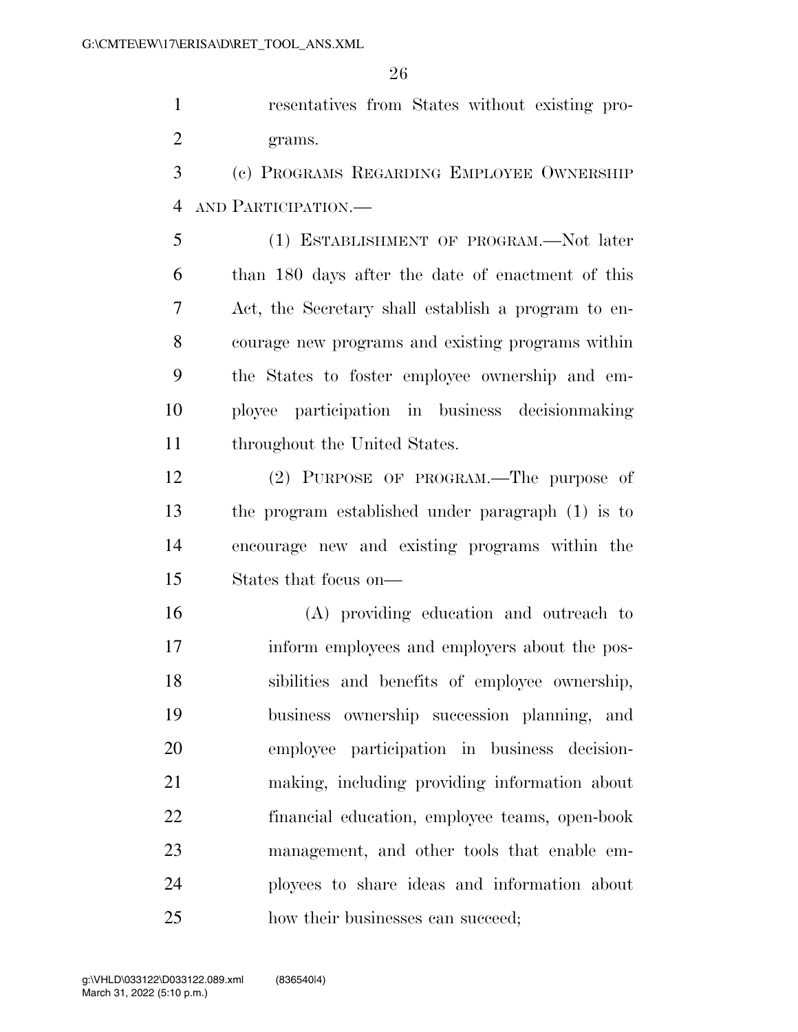resentatives from States without existing programs.

(c) PROGRAMS REGARDING EMPLOYEE OWNERSHIP AND PARTICIPATION.—

(1) ESTABLISHMENT OF PROGRAM.—Not later than 180 days after the date of enactment of this Act, the Secretary shall establish a program to encourage new programs and existing programs within the States to foster employee ownership and employee participation in business decisionmaking throughout the United States.

(2) PURPOSE OF PROGRAM.—The purpose of the program established under paragraph (1) is to encourage new and existing programs within the States that focus on—

(A) providing education and outreach to inform employees and employers about the possibilities and benefits of employee ownership, business ownership succession planning, and employee participation in business decisionmaking, including providing information about financial education, employee teams, open-book management, and other tools that enable employees to share ideas and information about how their businesses can succeed;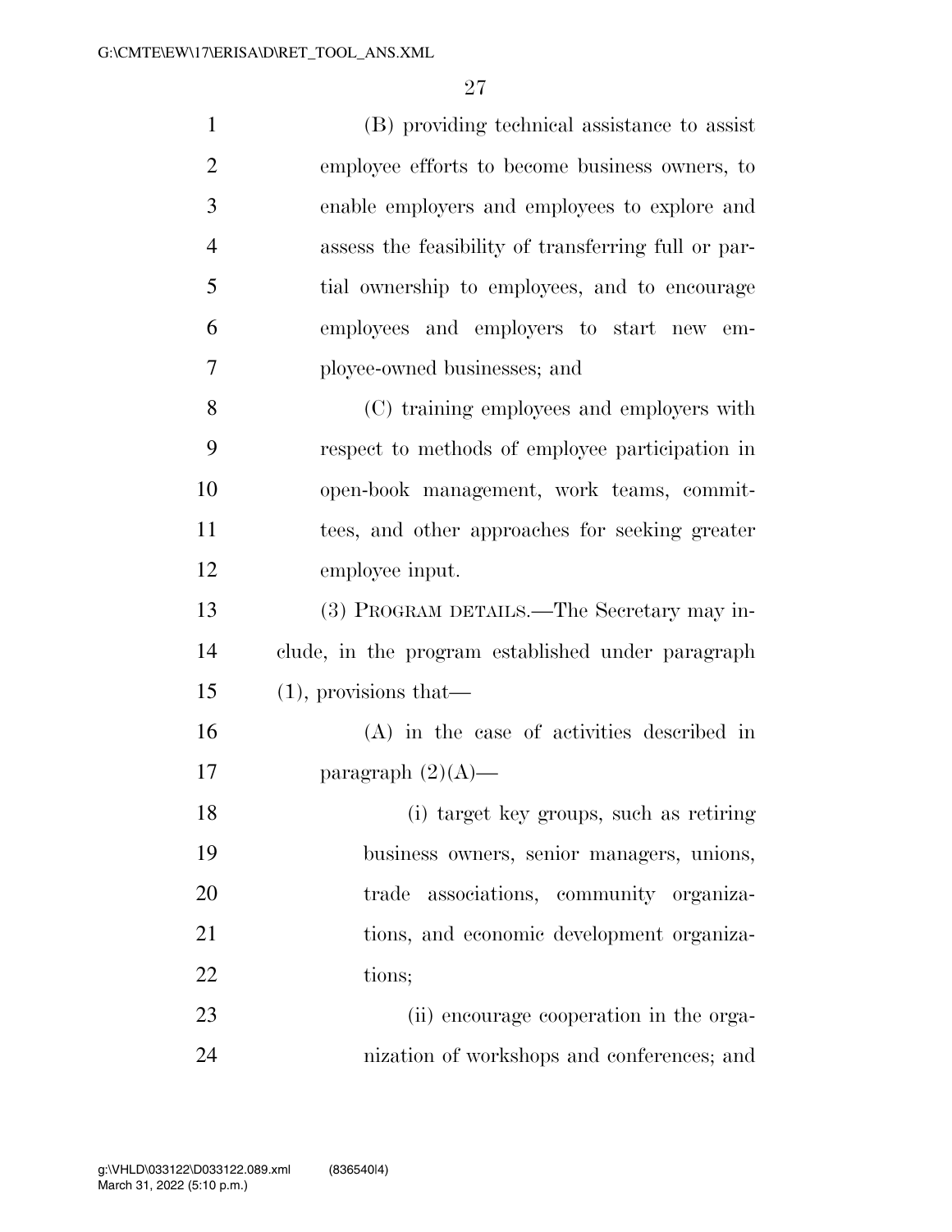(B) providing technical assistance to assist employee efforts to become business owners, to enable employers and employees to explore and assess the feasibility of transferring full or partial ownership to employees, and to encourage employees and employers to start new employee-owned businesses; and

(C) training employees and employers with respect to methods of employee participation in open-book management, work teams, committees, and other approaches for seeking greater employee input.

(3) PROGRAM DETAILS.—The Secretary may include, in the program established under paragraph (1), provisions that—

(A) in the case of activities described in paragraph (2)(A)—

(i) target key groups, such as retiring business owners, senior managers, unions, trade associations, community organizations, and economic development organizations;

(ii) encourage cooperation in the organization of workshops and conferences; and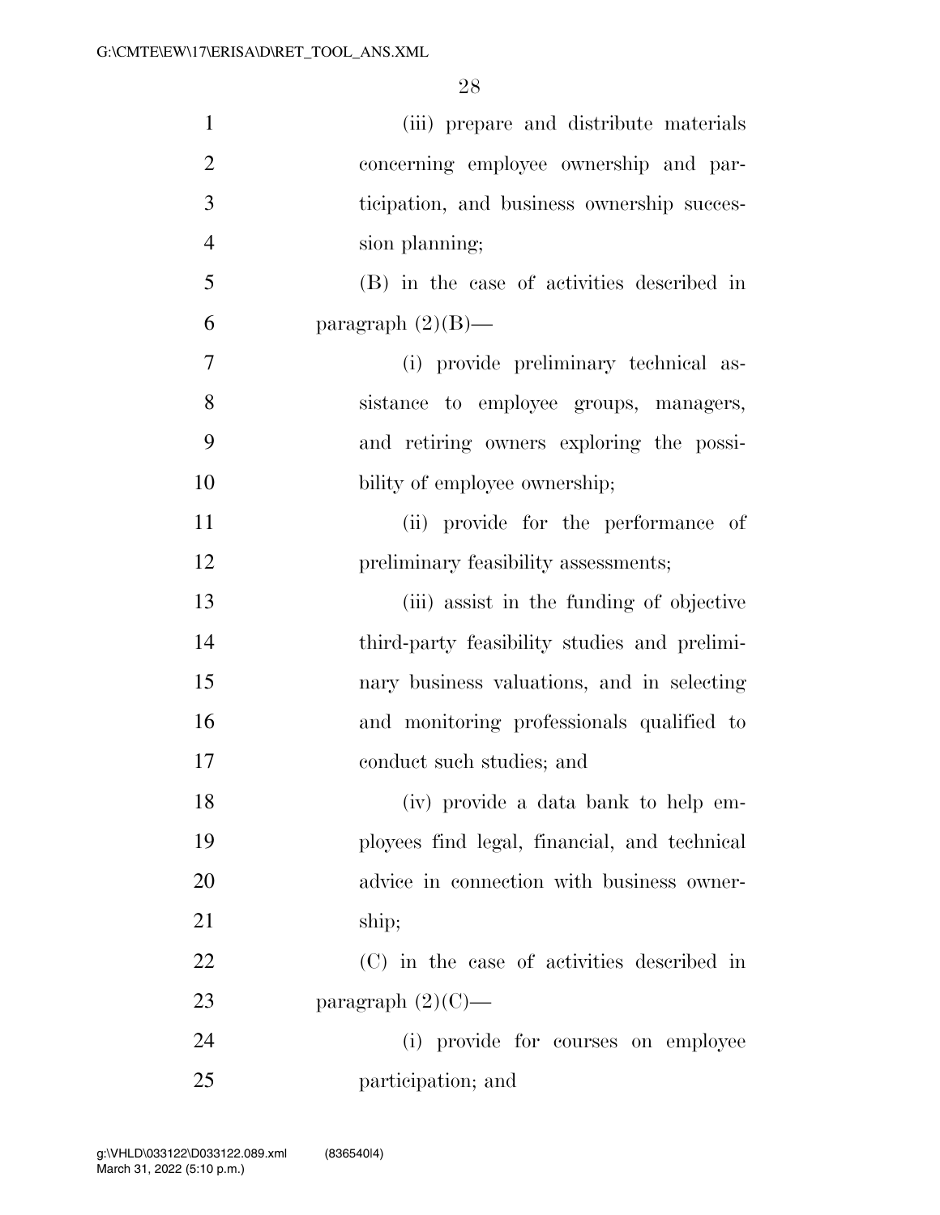(iii) prepare and distribute materials concerning employee ownership and participation, and business ownership succession planning;

(B) in the case of activities described in paragraph (2)(B)—

(i) provide preliminary technical assistance to employee groups, managers, and retiring owners exploring the possibility of employee ownership;

(ii) provide for the performance of preliminary feasibility assessments;

(iii) assist in the funding of objective third-party feasibility studies and preliminary business valuations, and in selecting and monitoring professionals qualified to conduct such studies; and

(iv) provide a data bank to help employees find legal, financial, and technical advice in connection with business ownership;

(C) in the case of activities described in paragraph (2)(C)—

(i) provide for courses on employee participation; and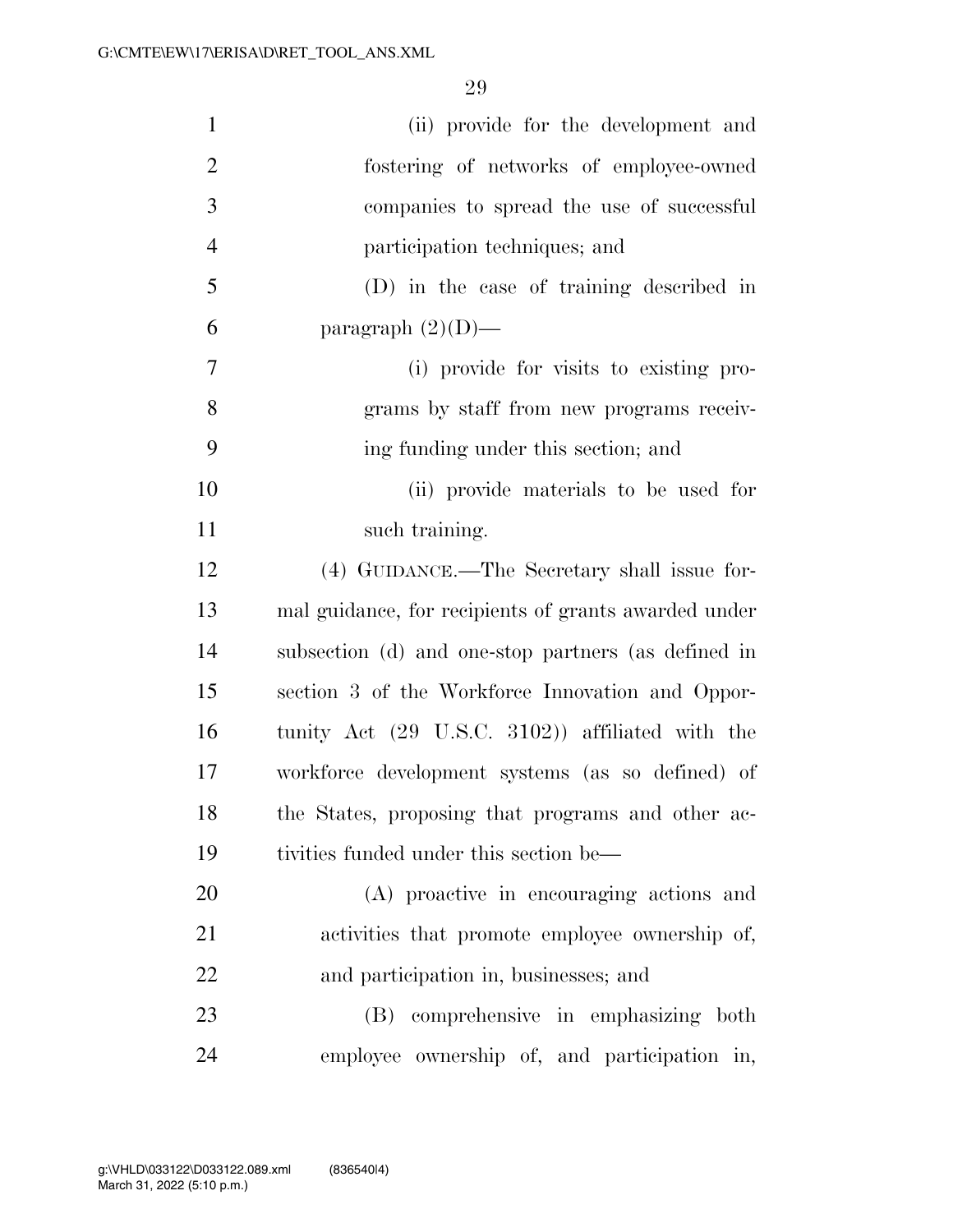(ii) provide for the development and fostering of networks of employee-owned companies to spread the use of successful participation techniques; and

(D) in the case of training described in paragraph (2)(D)—

(i) provide for visits to existing programs by staff from new programs receiving funding under this section; and

(ii) provide materials to be used for such training.

(4) GUIDANCE.—The Secretary shall issue formal guidance, for recipients of grants awarded under subsection (d) and one-stop partners (as defined in section 3 of the Workforce Innovation and Opportunity Act (29 U.S.C. 3102)) affiliated with the workforce development systems (as so defined) of the States, proposing that programs and other activities funded under this section be—

(A) proactive in encouraging actions and activities that promote employee ownership of, and participation in, businesses; and

(B) comprehensive in emphasizing both employee ownership of, and participation in,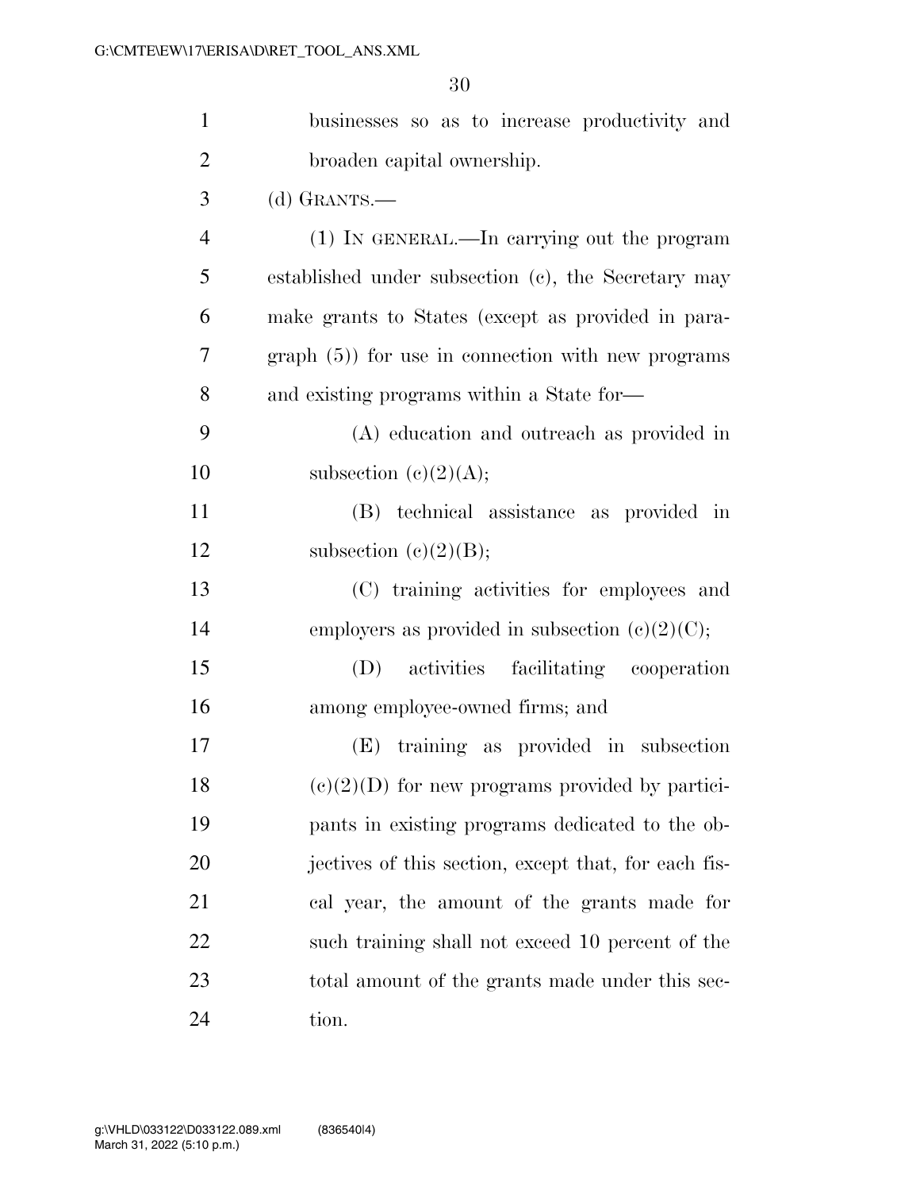businesses so as to increase productivity and broaden capital ownership.

(d) GRANTS.—

(1) IN GENERAL.—In carrying out the program established under subsection (c), the Secretary may make grants to States (except as provided in paragraph (5)) for use in connection with new programs and existing programs within a State for—

(A) education and outreach as provided in subsection (c)(2)(A);

(B) technical assistance as provided in subsection (c)(2)(B);

(C) training activities for employees and employers as provided in subsection (c)(2)(C);

(D) activities facilitating cooperation among employee-owned firms; and

(E) training as provided in subsection (c)(2)(D) for new programs provided by participants in existing programs dedicated to the objectives of this section, except that, for each fiscal year, the amount of the grants made for such training shall not exceed 10 percent of the total amount of the grants made under this section.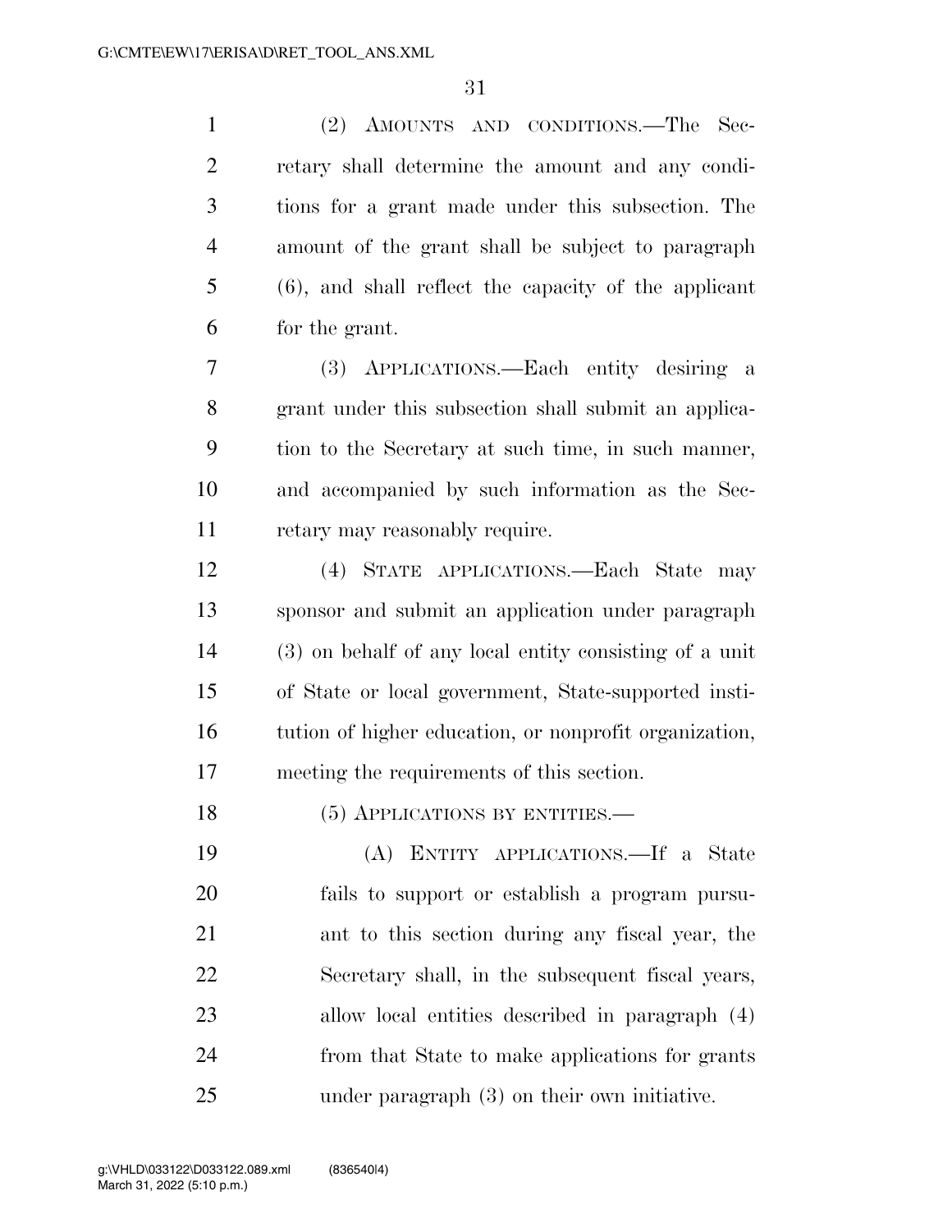(2) AMOUNTS AND CONDITIONS.—The Secretary shall determine the amount and any conditions for a grant made under this subsection. The amount of the grant shall be subject to paragraph (6), and shall reflect the capacity of the applicant for the grant.

(3) APPLICATIONS.—Each entity desiring a grant under this subsection shall submit an application to the Secretary at such time, in such manner, and accompanied by such information as the Secretary may reasonably require.

(4) STATE APPLICATIONS.—Each State may sponsor and submit an application under paragraph (3) on behalf of any local entity consisting of a unit of State or local government, State-supported institution of higher education, or nonprofit organization, meeting the requirements of this section.

(5) APPLICATIONS BY ENTITIES.—

(A) ENTITY APPLICATIONS.—If a State fails to support or establish a program pursuant to this section during any fiscal year, the Secretary shall, in the subsequent fiscal years, allow local entities described in paragraph (4) from that State to make applications for grants under paragraph (3) on their own initiative.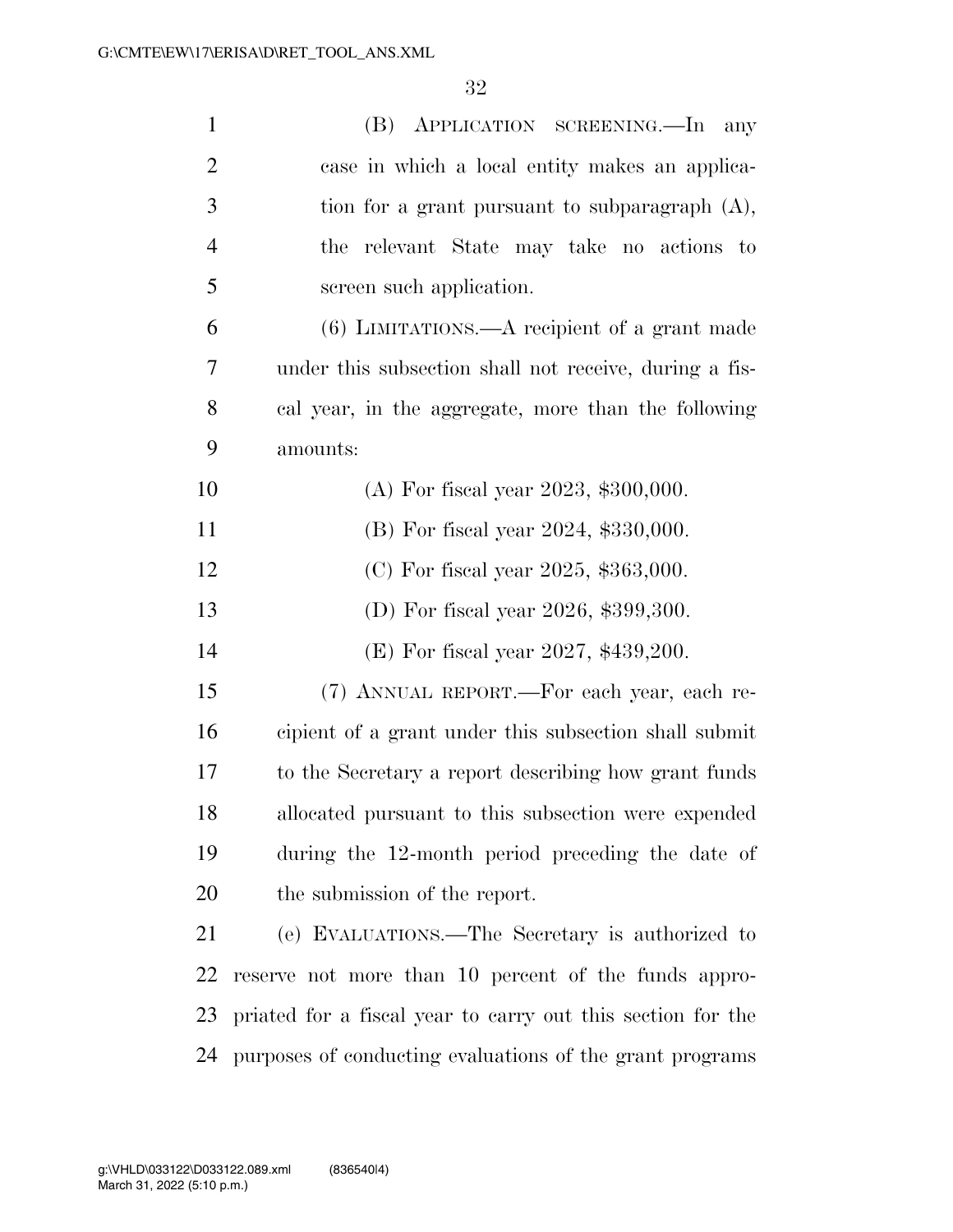(B) APPLICATION SCREENING.—In any case in which a local entity makes an application for a grant pursuant to subparagraph (A), the relevant State may take no actions to screen such application.

(6) LIMITATIONS.—A recipient of a grant made under this subsection shall not receive, during a fiscal year, in the aggregate, more than the following amounts:

(A) For fiscal year 2023, $300,000.

(B) For fiscal year 2024, $330,000.

(C) For fiscal year 2025, $363,000.

(D) For fiscal year 2026, $399,300.

(E) For fiscal year 2027, $439,200.

(7) ANNUAL REPORT.—For each year, each recipient of a grant under this subsection shall submit to the Secretary a report describing how grant funds allocated pursuant to this subsection were expended during the 12-month period preceding the date of the submission of the report.

(e) EVALUATIONS.—The Secretary is authorized to reserve not more than 10 percent of the funds appropriated for a fiscal year to carry out this section for the purposes of conducting evaluations of the grant programs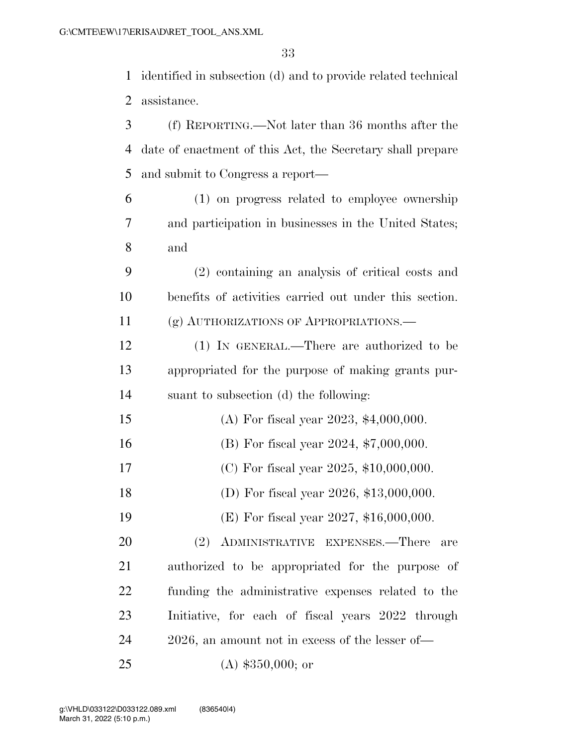identified in subsection (d) and to provide related technical assistance.

(f) REPORTING.—Not later than 36 months after the date of enactment of this Act, the Secretary shall prepare and submit to Congress a report—

(1) on progress related to employee ownership and participation in businesses in the United States; and

(2) containing an analysis of critical costs and benefits of activities carried out under this section.

(g) AUTHORIZATIONS OF APPROPRIATIONS.—

(1) IN GENERAL.—There are authorized to be appropriated for the purpose of making grants pursuant to subsection (d) the following:

(A) For fiscal year 2023, $4,000,000.

(B) For fiscal year 2024, $7,000,000.

(C) For fiscal year 2025, $10,000,000.

(D) For fiscal year 2026, $13,000,000.

(E) For fiscal year 2027, $16,000,000.

(2) ADMINISTRATIVE EXPENSES.—There are authorized to be appropriated for the purpose of funding the administrative expenses related to the Initiative, for each of fiscal years 2022 through 2026, an amount not in excess of the lesser of—

(A) $350,000; or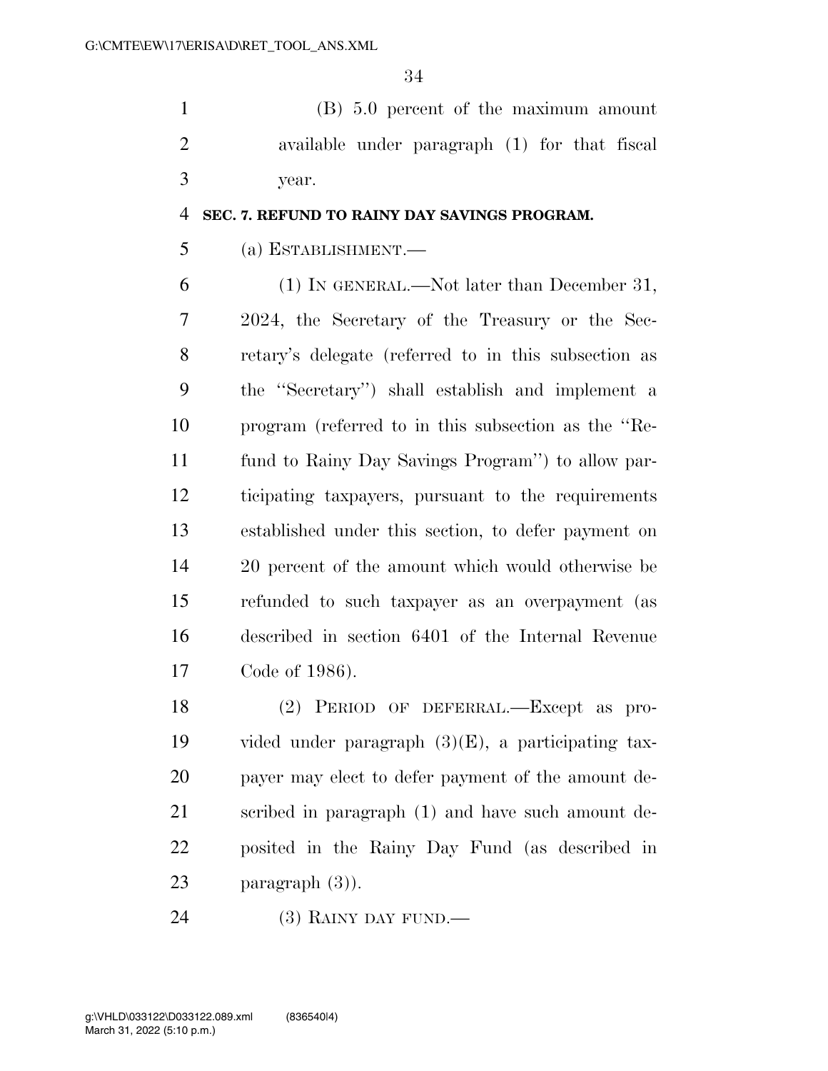(B) 5.0 percent of the maximum amount available under paragraph (1) for that fiscal year.

**SEC. 7. REFUND TO RAINY DAY SAVINGS PROGRAM.**

(a) ESTABLISHMENT.—

(1) IN GENERAL.—Not later than December 31, 2024, the Secretary of the Treasury or the Secretary's delegate (referred to in this subsection as the ''Secretary'') shall establish and implement a program (referred to in this subsection as the ''Refund to Rainy Day Savings Program'') to allow participating taxpayers, pursuant to the requirements established under this section, to defer payment on 20 percent of the amount which would otherwise be refunded to such taxpayer as an overpayment (as described in section 6401 of the Internal Revenue Code of 1986).

(2) PERIOD OF DEFERRAL.—Except as provided under paragraph (3)(E), a participating taxpayer may elect to defer payment of the amount described in paragraph (1) and have such amount deposited in the Rainy Day Fund (as described in paragraph (3)).

(3) RAINY DAY FUND.—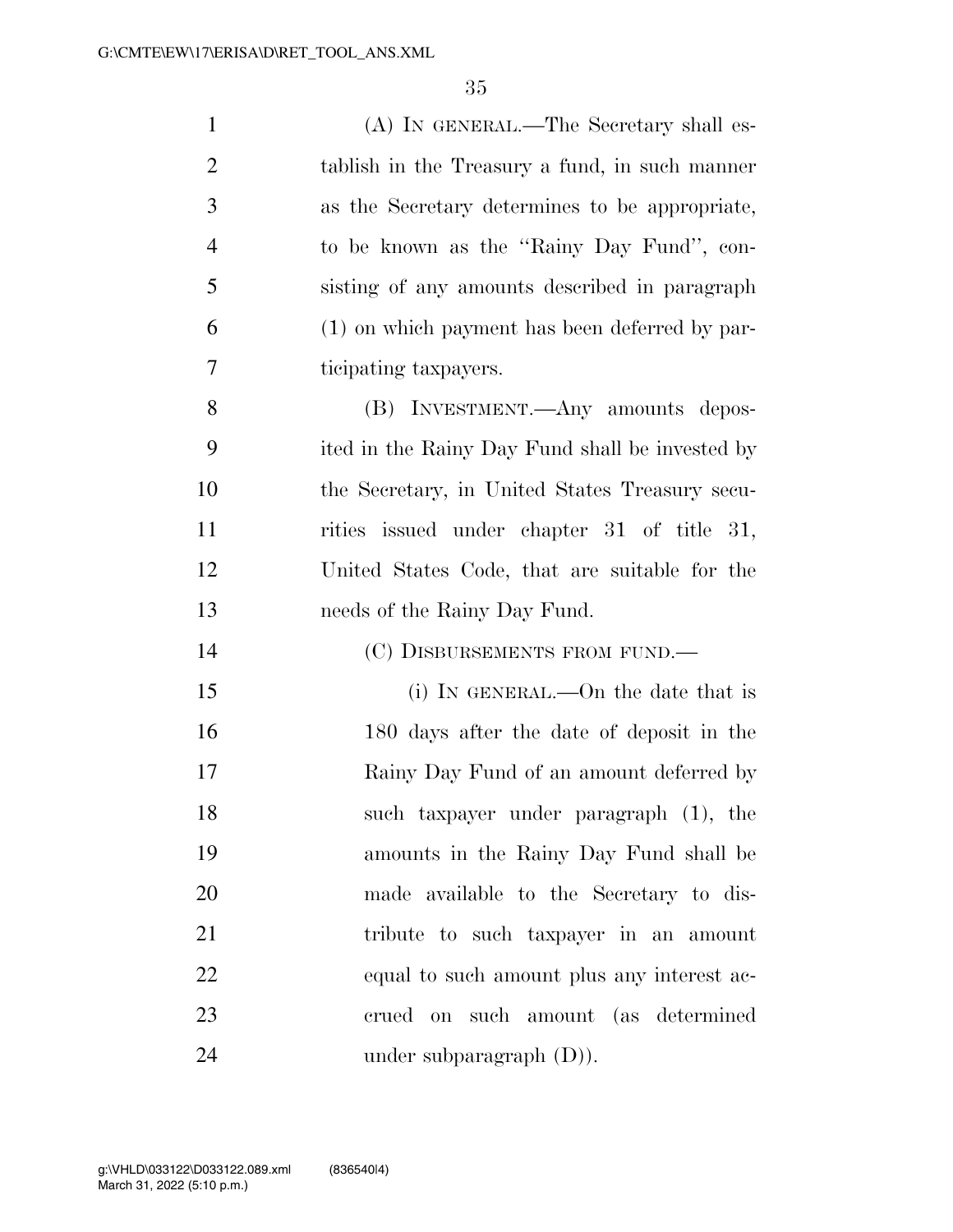(A) IN GENERAL.—The Secretary shall establish in the Treasury a fund, in such manner as the Secretary determines to be appropriate, to be known as the "Rainy Day Fund", consisting of any amounts described in paragraph (1) on which payment has been deferred by participating taxpayers.

(B) INVESTMENT.—Any amounts deposited in the Rainy Day Fund shall be invested by the Secretary, in United States Treasury securities issued under chapter 31 of title 31, United States Code, that are suitable for the needs of the Rainy Day Fund.

(C) DISBURSEMENTS FROM FUND.—

(i) IN GENERAL.—On the date that is 180 days after the date of deposit in the Rainy Day Fund of an amount deferred by such taxpayer under paragraph (1), the amounts in the Rainy Day Fund shall be made available to the Secretary to distribute to such taxpayer in an amount equal to such amount plus any interest accrued on such amount (as determined under subparagraph (D)).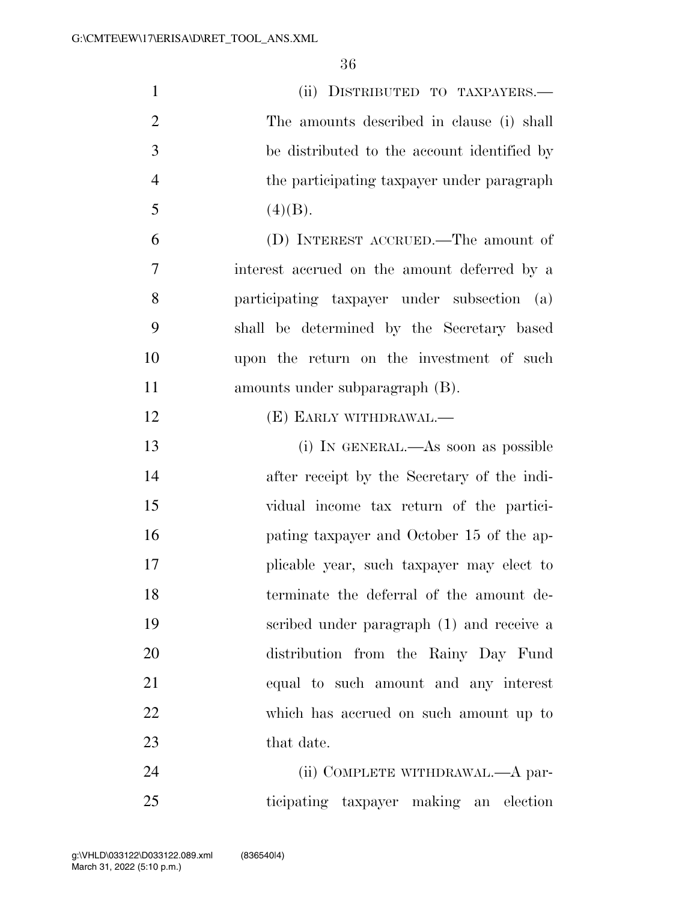(ii) DISTRIBUTED TO TAXPAYERS.—The amounts described in clause (i) shall be distributed to the account identified by the participating taxpayer under paragraph (4)(B).

(D) INTEREST ACCRUED.—The amount of interest accrued on the amount deferred by a participating taxpayer under subsection (a) shall be determined by the Secretary based upon the return on the investment of such amounts under subparagraph (B).

(E) EARLY WITHDRAWAL.—

(i) IN GENERAL.—As soon as possible after receipt by the Secretary of the individual income tax return of the participating taxpayer and October 15 of the applicable year, such taxpayer may elect to terminate the deferral of the amount described under paragraph (1) and receive a distribution from the Rainy Day Fund equal to such amount and any interest which has accrued on such amount up to that date.

(ii) COMPLETE WITHDRAWAL.—A participating taxpayer making an election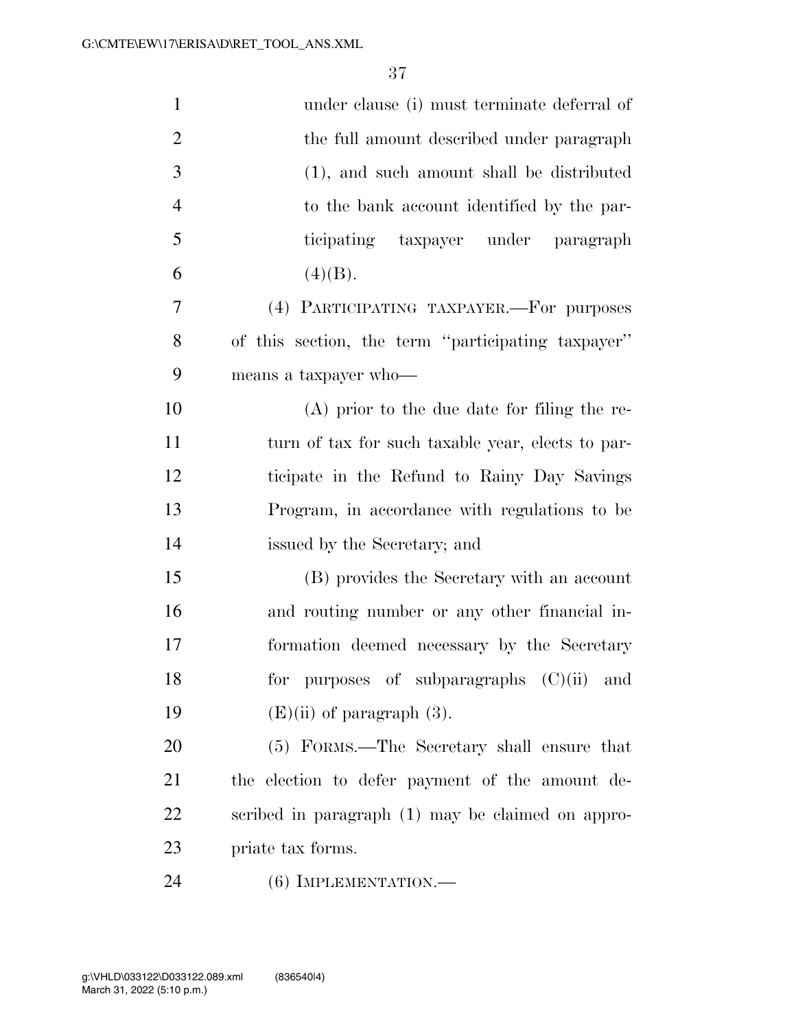under clause (i) must terminate deferral of the full amount described under paragraph (1), and such amount shall be distributed to the bank account identified by the participating taxpayer under paragraph (4)(B).

(4) PARTICIPATING TAXPAYER.—For purposes of this section, the term ''participating taxpayer'' means a taxpayer who—

(A) prior to the due date for filing the return of tax for such taxable year, elects to participate in the Refund to Rainy Day Savings Program, in accordance with regulations to be issued by the Secretary; and

(B) provides the Secretary with an account and routing number or any other financial information deemed necessary by the Secretary for purposes of subparagraphs (C)(ii) and (E)(ii) of paragraph (3).

(5) FORMS.—The Secretary shall ensure that the election to defer payment of the amount described in paragraph (1) may be claimed on appropriate tax forms.

(6) IMPLEMENTATION.—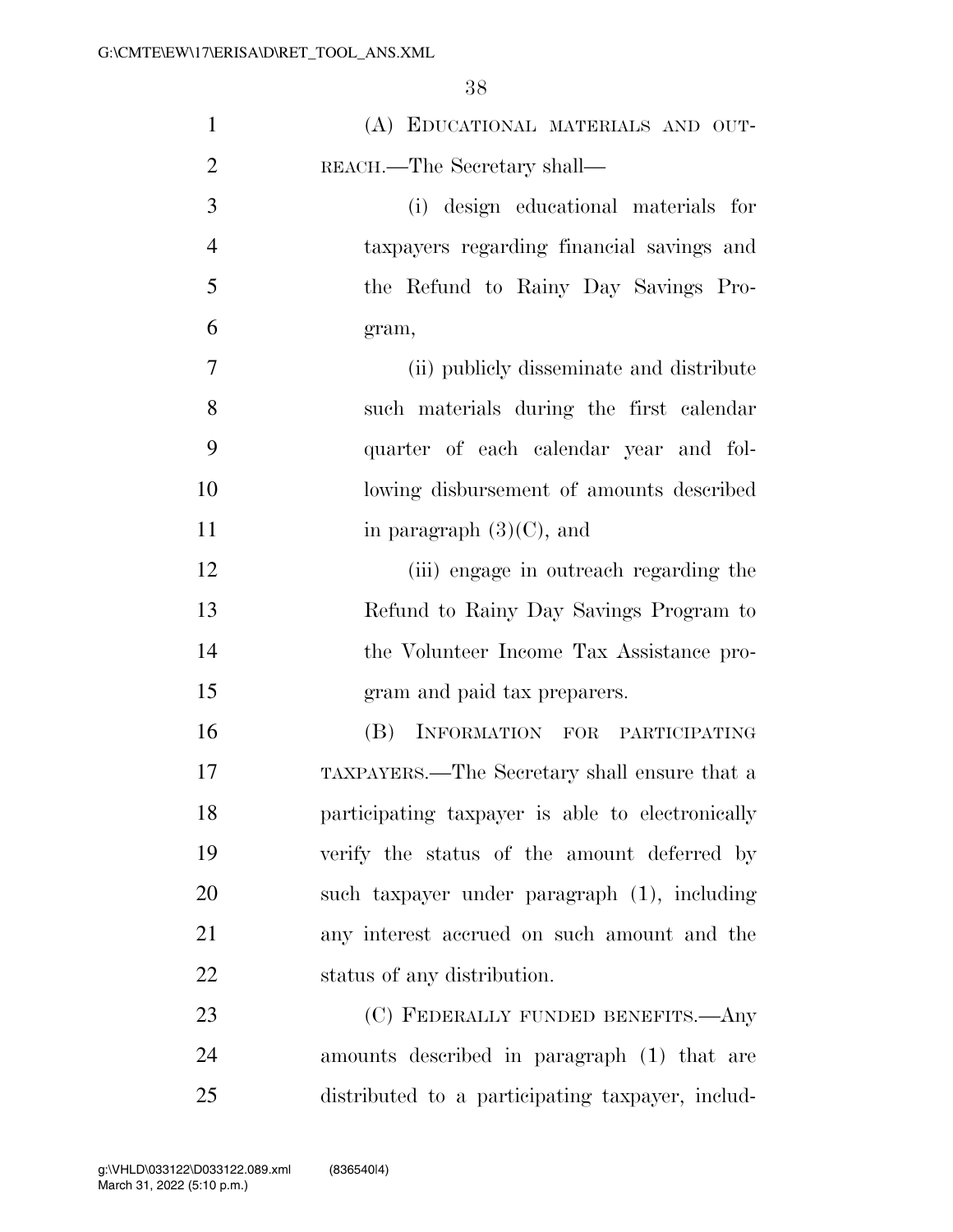(A) EDUCATIONAL MATERIALS AND OUTREACH.—The Secretary shall—

(i) design educational materials for taxpayers regarding financial savings and the Refund to Rainy Day Savings Program,

(ii) publicly disseminate and distribute such materials during the first calendar quarter of each calendar year and following disbursement of amounts described in paragraph (3)(C), and

(iii) engage in outreach regarding the Refund to Rainy Day Savings Program to the Volunteer Income Tax Assistance program and paid tax preparers.

(B) INFORMATION FOR PARTICIPATING TAXPAYERS.—The Secretary shall ensure that a participating taxpayer is able to electronically verify the status of the amount deferred by such taxpayer under paragraph (1), including any interest accrued on such amount and the status of any distribution.

(C) FEDERALLY FUNDED BENEFITS.—Any amounts described in paragraph (1) that are distributed to a participating taxpayer, includ-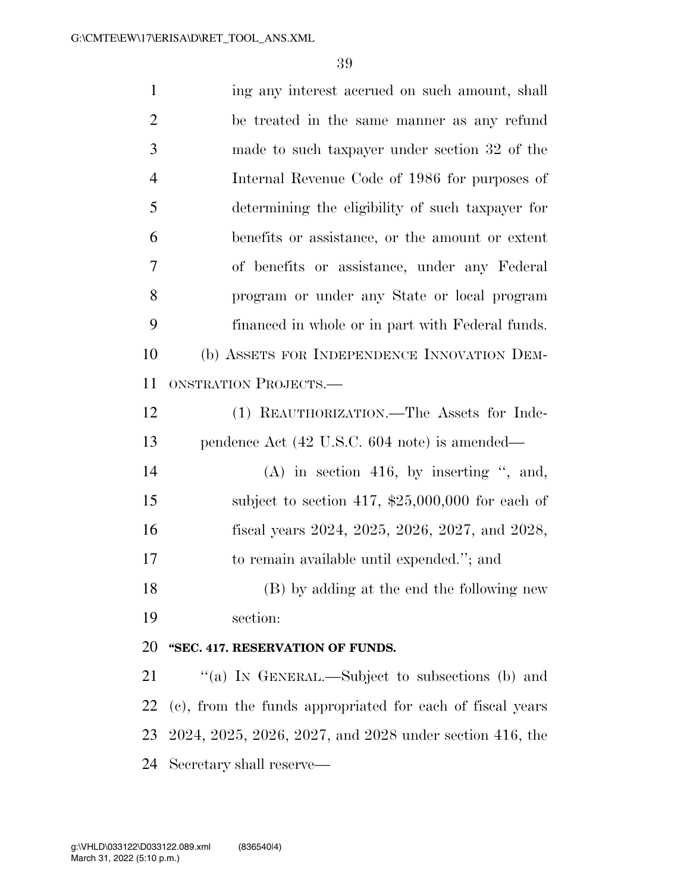ing any interest accrued on such amount, shall be treated in the same manner as any refund made to such taxpayer under section 32 of the Internal Revenue Code of 1986 for purposes of determining the eligibility of such taxpayer for benefits or assistance, or the amount or extent of benefits or assistance, under any Federal program or under any State or local program financed in whole or in part with Federal funds.

(b) ASSETS FOR INDEPENDENCE INNOVATION DEMONSTRATION PROJECTS.—

(1) REAUTHORIZATION.—The Assets for Independence Act (42 U.S.C. 604 note) is amended—

(A) in section 416, by inserting ", and, subject to section 417, $25,000,000 for each of fiscal years 2024, 2025, 2026, 2027, and 2028, to remain available until expended."; and

(B) by adding at the end the following new section:

**"SEC. 417. RESERVATION OF FUNDS.**

"(a) IN GENERAL.—Subject to subsections (b) and (c), from the funds appropriated for each of fiscal years 2024, 2025, 2026, 2027, and 2028 under section 416, the Secretary shall reserve—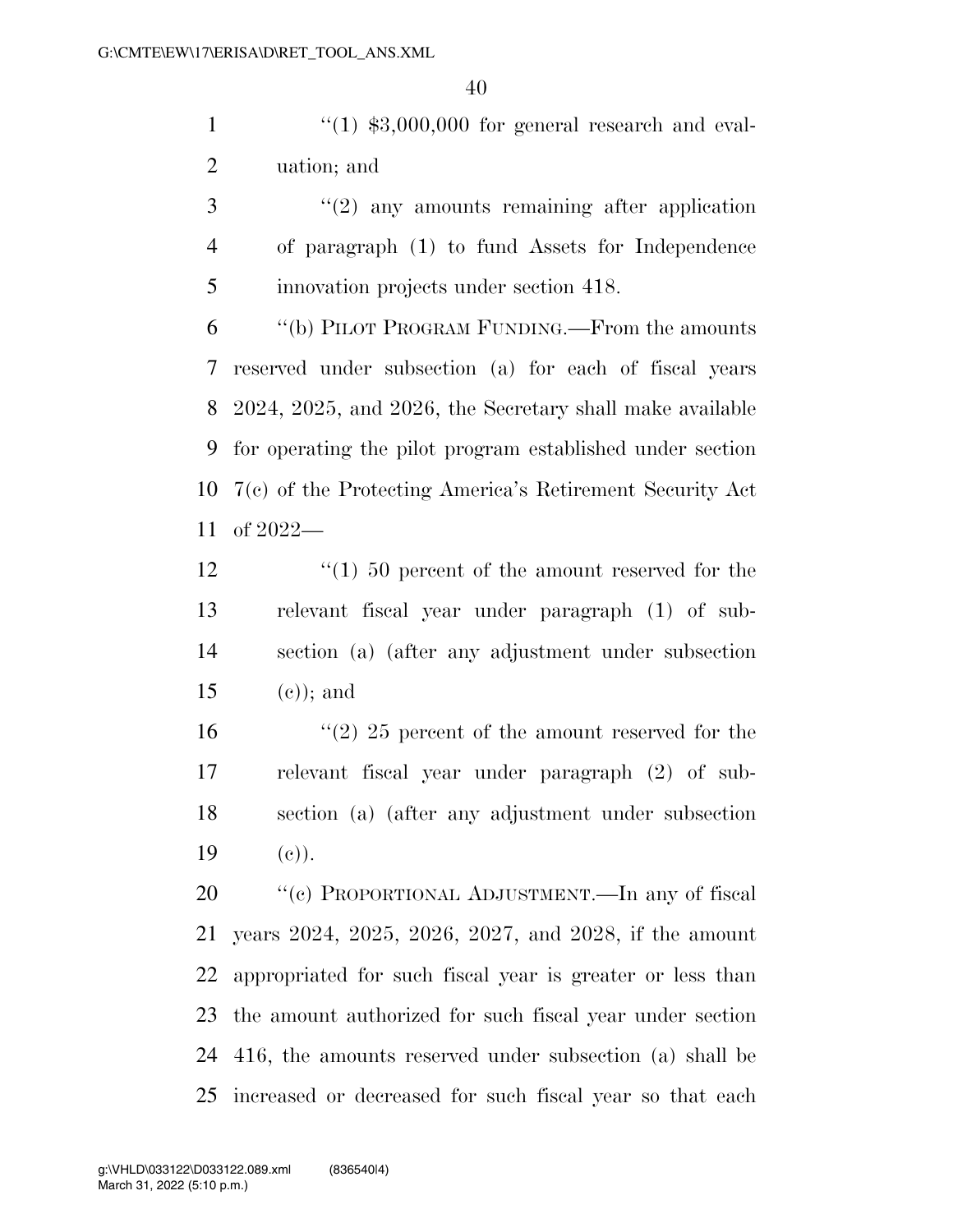"(1) $3,000,000 for general research and evaluation; and

"(2) any amounts remaining after application of paragraph (1) to fund Assets for Independence innovation projects under section 418.

"(b) PILOT PROGRAM FUNDING.—From the amounts reserved under subsection (a) for each of fiscal years 2024, 2025, and 2026, the Secretary shall make available for operating the pilot program established under section 7(c) of the Protecting America's Retirement Security Act of 2022—

"(1) 50 percent of the amount reserved for the relevant fiscal year under paragraph (1) of subsection (a) (after any adjustment under subsection (c)); and

"(2) 25 percent of the amount reserved for the relevant fiscal year under paragraph (2) of subsection (a) (after any adjustment under subsection (c)).

"(c) PROPORTIONAL ADJUSTMENT.—In any of fiscal years 2024, 2025, 2026, 2027, and 2028, if the amount appropriated for such fiscal year is greater or less than the amount authorized for such fiscal year under section 416, the amounts reserved under subsection (a) shall be increased or decreased for such fiscal year so that each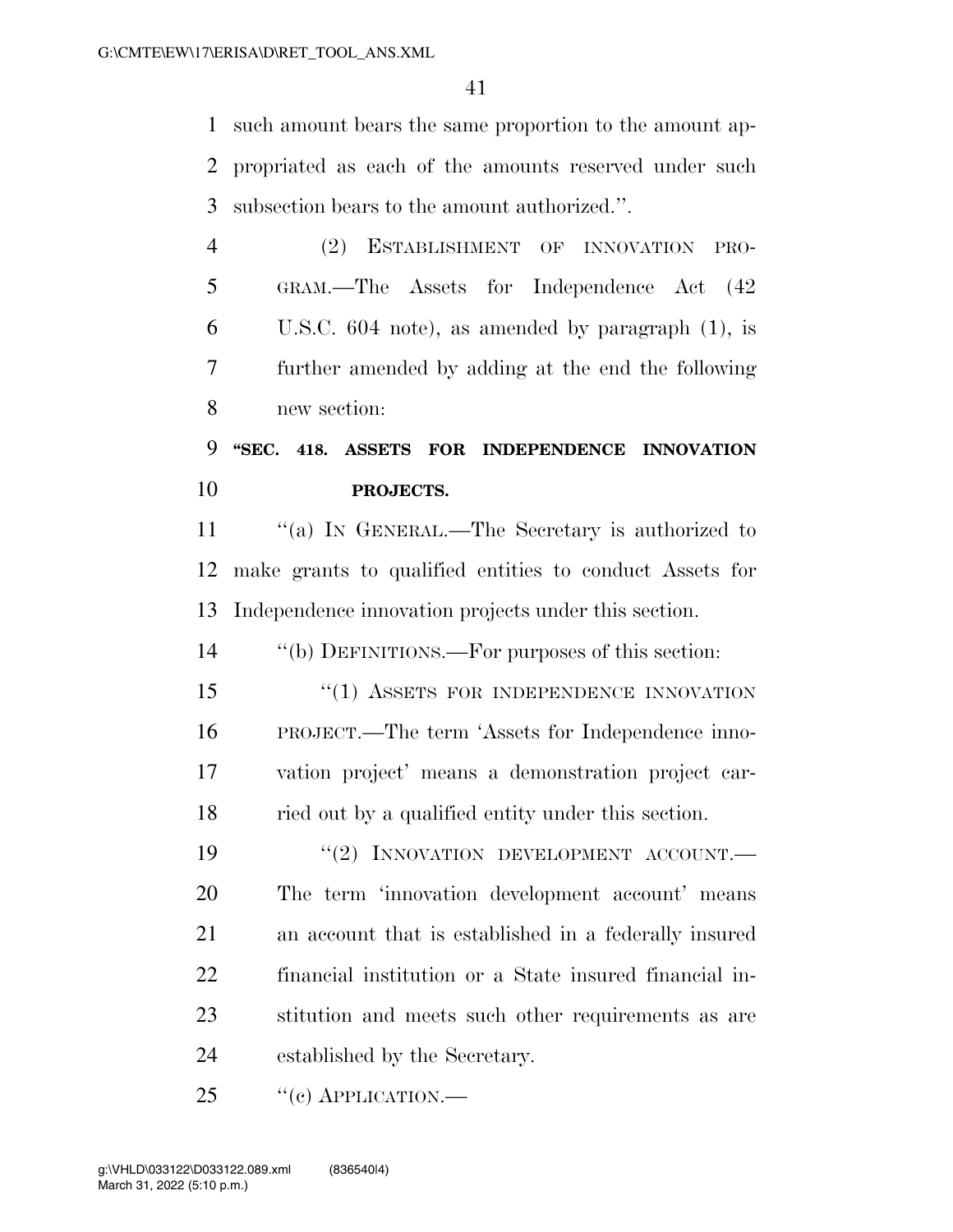such amount bears the same proportion to the amount appropriated as each of the amounts reserved under such subsection bears to the amount authorized.''.

(2) ESTABLISHMENT OF INNOVATION PROGRAM.—The Assets for Independence Act (42 U.S.C. 604 note), as amended by paragraph (1), is further amended by adding at the end the following new section:

**''SEC. 418. ASSETS FOR INDEPENDENCE INNOVATION PROJECTS.**

''(a) IN GENERAL.—The Secretary is authorized to make grants to qualified entities to conduct Assets for Independence innovation projects under this section.

''(b) DEFINITIONS.—For purposes of this section:

''(1) ASSETS FOR INDEPENDENCE INNOVATION PROJECT.—The term 'Assets for Independence innovation project' means a demonstration project carried out by a qualified entity under this section.

''(2) INNOVATION DEVELOPMENT ACCOUNT.—The term 'innovation development account' means an account that is established in a federally insured financial institution or a State insured financial institution and meets such other requirements as are established by the Secretary.

''(c) APPLICATION.—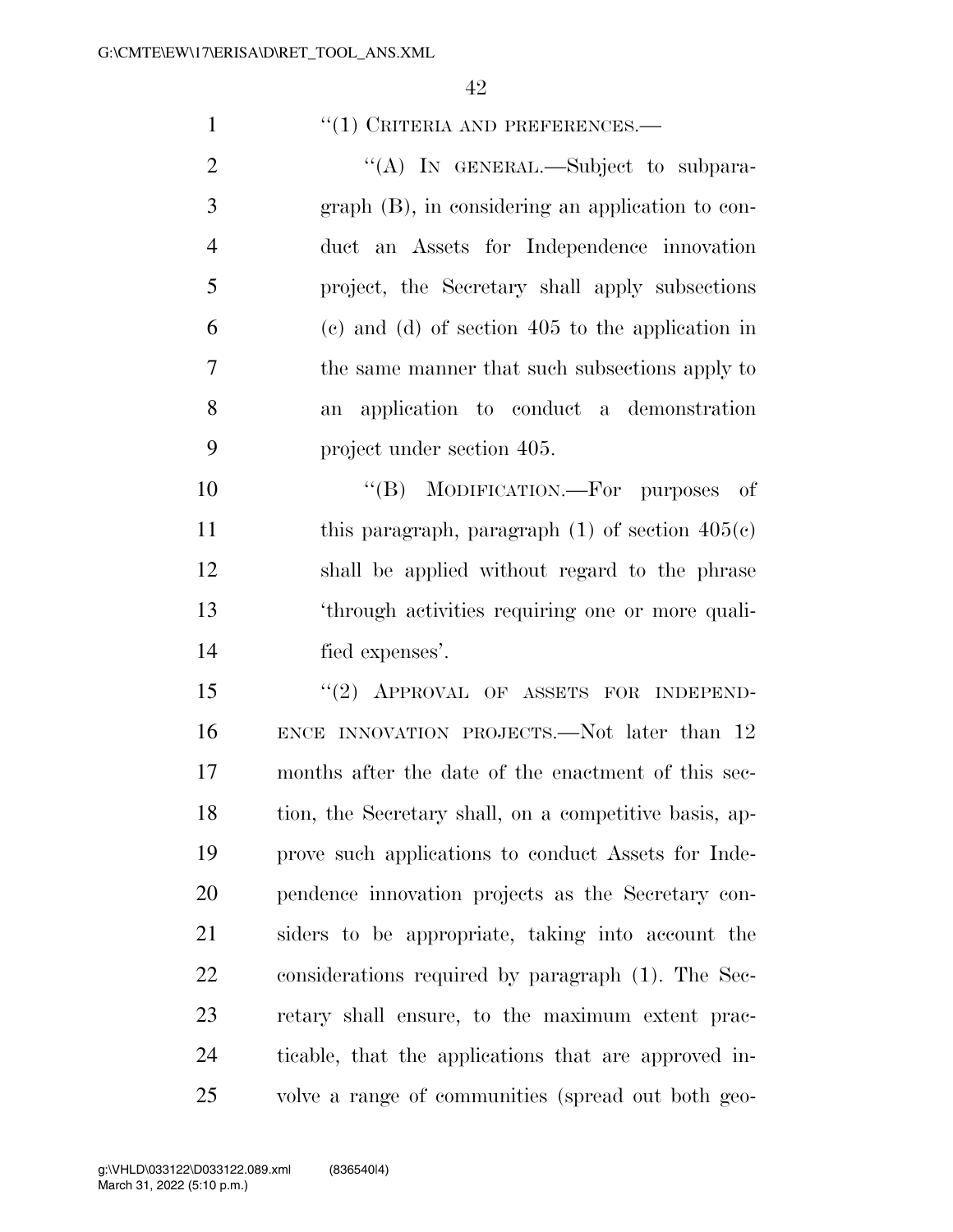"(1) CRITERIA AND PREFERENCES.—

"(A) IN GENERAL.—Subject to subparagraph (B), in considering an application to conduct an Assets for Independence innovation project, the Secretary shall apply subsections (c) and (d) of section 405 to the application in the same manner that such subsections apply to an application to conduct a demonstration project under section 405.

"(B) MODIFICATION.—For purposes of this paragraph, paragraph (1) of section 405(c) shall be applied without regard to the phrase 'through activities requiring one or more qualified expenses'.

"(2) APPROVAL OF ASSETS FOR INDEPENDENCE INNOVATION PROJECTS.—Not later than 12 months after the date of the enactment of this section, the Secretary shall, on a competitive basis, approve such applications to conduct Assets for Independence innovation projects as the Secretary considers to be appropriate, taking into account the considerations required by paragraph (1). The Secretary shall ensure, to the maximum extent practicable, that the applications that are approved involve a range of communities (spread out both geo-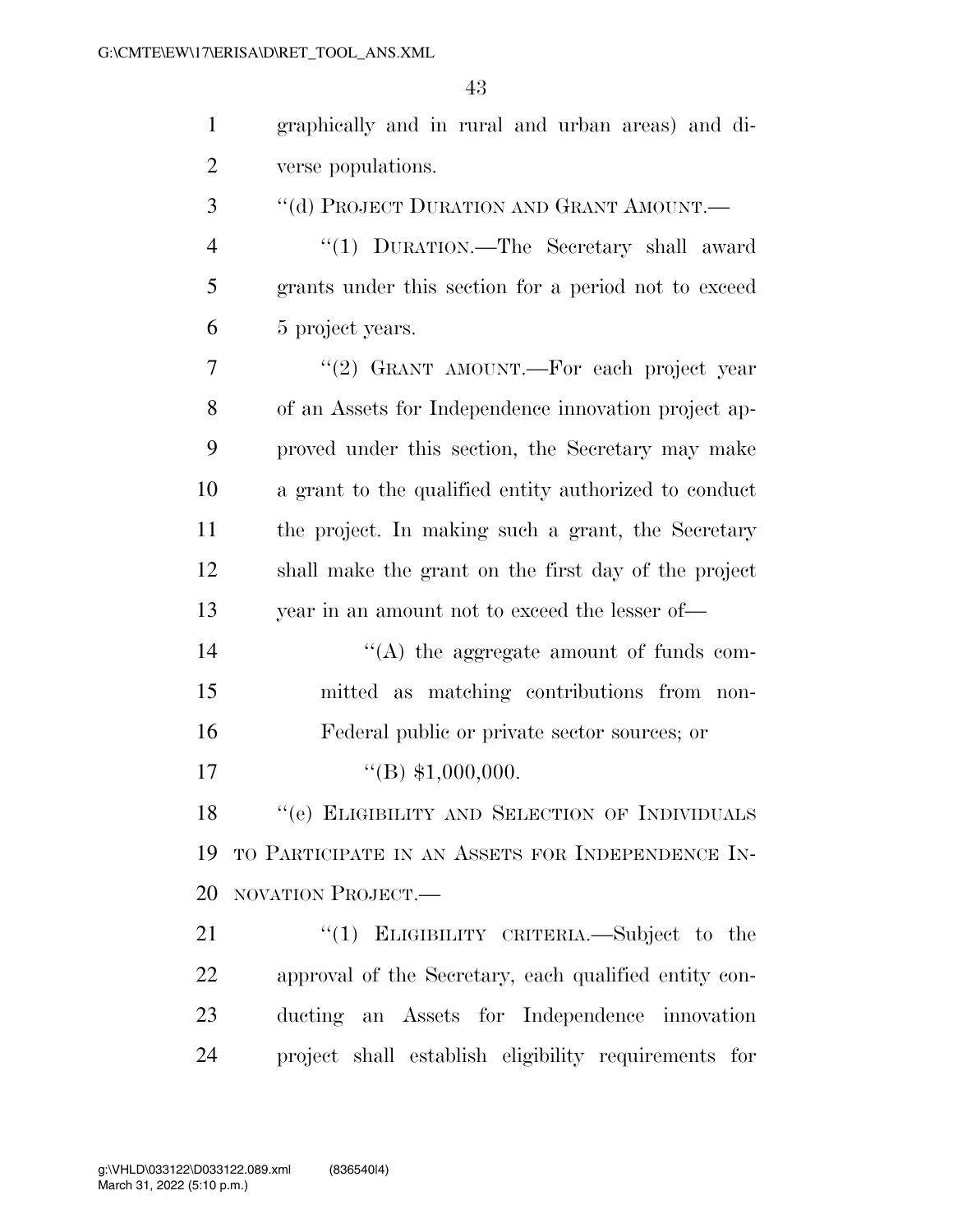graphically and in rural and urban areas) and diverse populations.

"(d) PROJECT DURATION AND GRANT AMOUNT.—

"(1) DURATION.—The Secretary shall award grants under this section for a period not to exceed 5 project years.

"(2) GRANT AMOUNT.—For each project year of an Assets for Independence innovation project approved under this section, the Secretary may make a grant to the qualified entity authorized to conduct the project. In making such a grant, the Secretary shall make the grant on the first day of the project year in an amount not to exceed the lesser of—

"(A) the aggregate amount of funds committed as matching contributions from non-Federal public or private sector sources; or

"(B) $1,000,000.

"(e) ELIGIBILITY AND SELECTION OF INDIVIDUALS TO PARTICIPATE IN AN ASSETS FOR INDEPENDENCE INNOVATION PROJECT.—

"(1) ELIGIBILITY CRITERIA.—Subject to the approval of the Secretary, each qualified entity conducting an Assets for Independence innovation project shall establish eligibility requirements for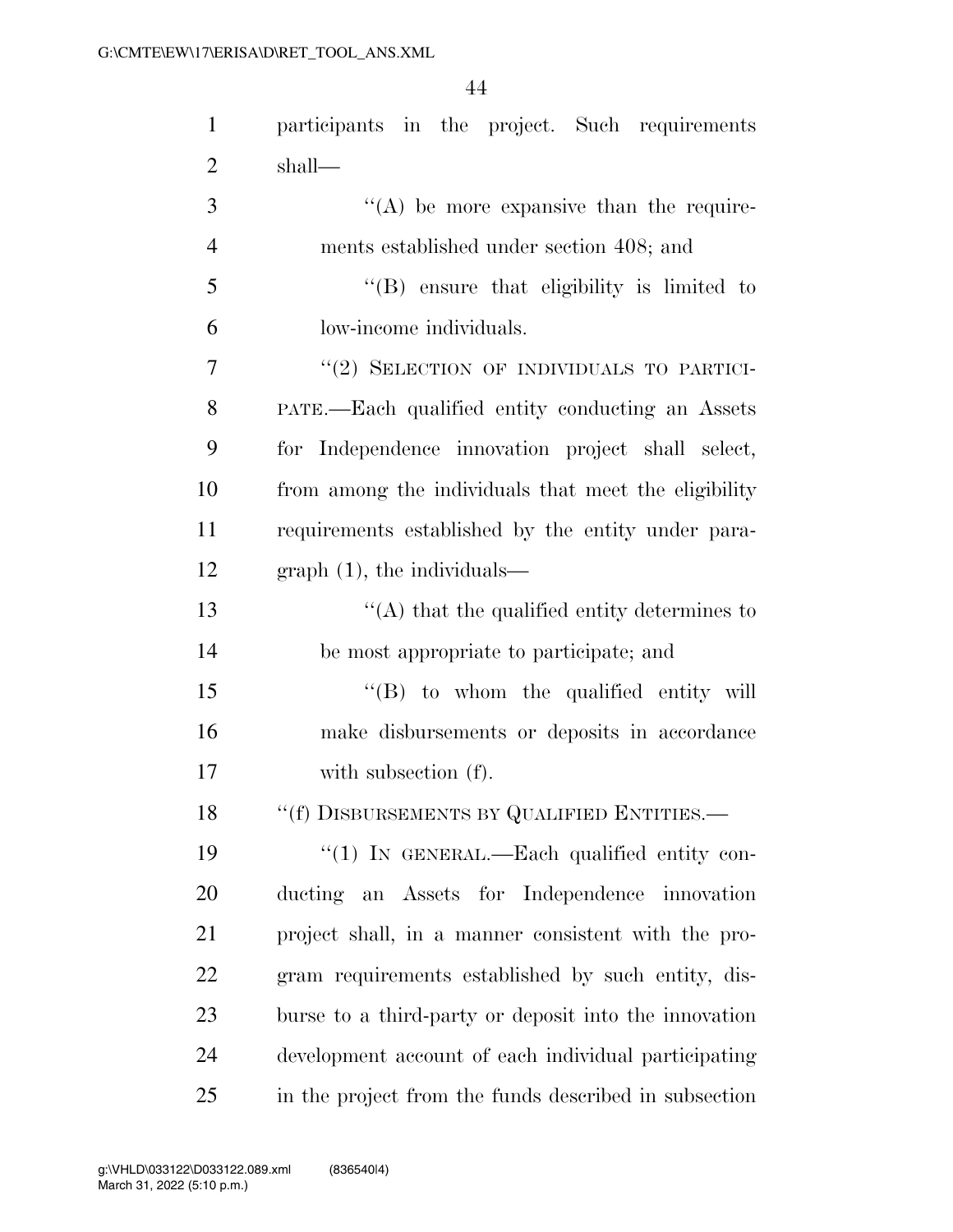participants in the project. Such requirements shall—

''(A) be more expansive than the requirements established under section 408; and

''(B) ensure that eligibility is limited to low-income individuals.

''(2) SELECTION OF INDIVIDUALS TO PARTICIPATE.—Each qualified entity conducting an Assets for Independence innovation project shall select, from among the individuals that meet the eligibility requirements established by the entity under paragraph (1), the individuals—

''(A) that the qualified entity determines to be most appropriate to participate; and

''(B) to whom the qualified entity will make disbursements or deposits in accordance with subsection (f).

''(f) DISBURSEMENTS BY QUALIFIED ENTITIES.—

''(1) IN GENERAL.—Each qualified entity conducting an Assets for Independence innovation project shall, in a manner consistent with the program requirements established by such entity, disburse to a third-party or deposit into the innovation development account of each individual participating in the project from the funds described in subsection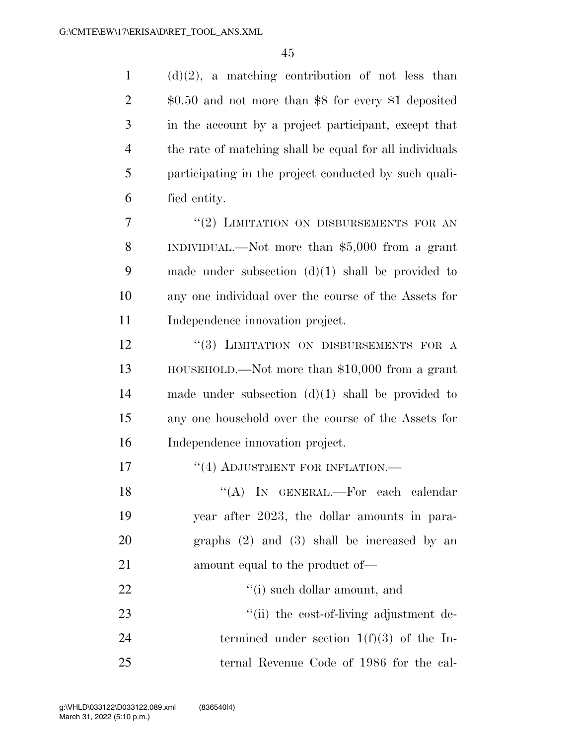(d)(2), a matching contribution of not less than $0.50 and not more than $8 for every $1 deposited in the account by a project participant, except that the rate of matching shall be equal for all individuals participating in the project conducted by such qualified entity.

"(2) LIMITATION ON DISBURSEMENTS FOR AN INDIVIDUAL.—Not more than $5,000 from a grant made under subsection (d)(1) shall be provided to any one individual over the course of the Assets for Independence innovation project.

"(3) LIMITATION ON DISBURSEMENTS FOR A HOUSEHOLD.—Not more than $10,000 from a grant made under subsection (d)(1) shall be provided to any one household over the course of the Assets for Independence innovation project.

"(4) ADJUSTMENT FOR INFLATION.—

"(A) IN GENERAL.—For each calendar year after 2023, the dollar amounts in paragraphs (2) and (3) shall be increased by an amount equal to the product of—

"(i) such dollar amount, and

"(ii) the cost-of-living adjustment determined under section 1(f)(3) of the Internal Revenue Code of 1986 for the cal-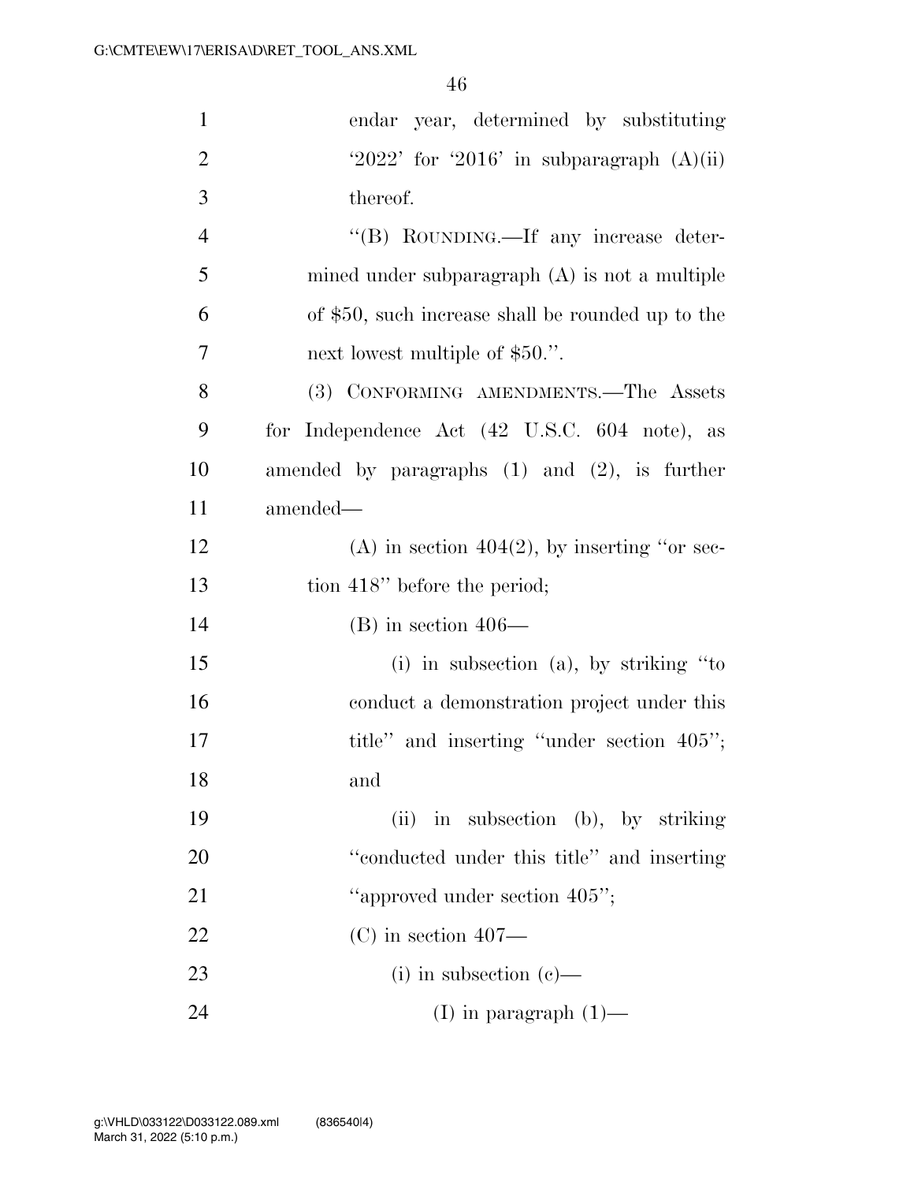endar year, determined by substituting '2022' for '2016' in subparagraph (A)(ii) thereof.

"(B) ROUNDING.—If any increase determined under subparagraph (A) is not a multiple of $50, such increase shall be rounded up to the next lowest multiple of $50.".

(3) CONFORMING AMENDMENTS.—The Assets for Independence Act (42 U.S.C. 604 note), as amended by paragraphs (1) and (2), is further amended—

(A) in section 404(2), by inserting "or section 418" before the period;

(B) in section 406—

(i) in subsection (a), by striking "to conduct a demonstration project under this title" and inserting "under section 405"; and

(ii) in subsection (b), by striking "conducted under this title" and inserting "approved under section 405";

(C) in section 407—

(i) in subsection (c)—

(I) in paragraph (1)—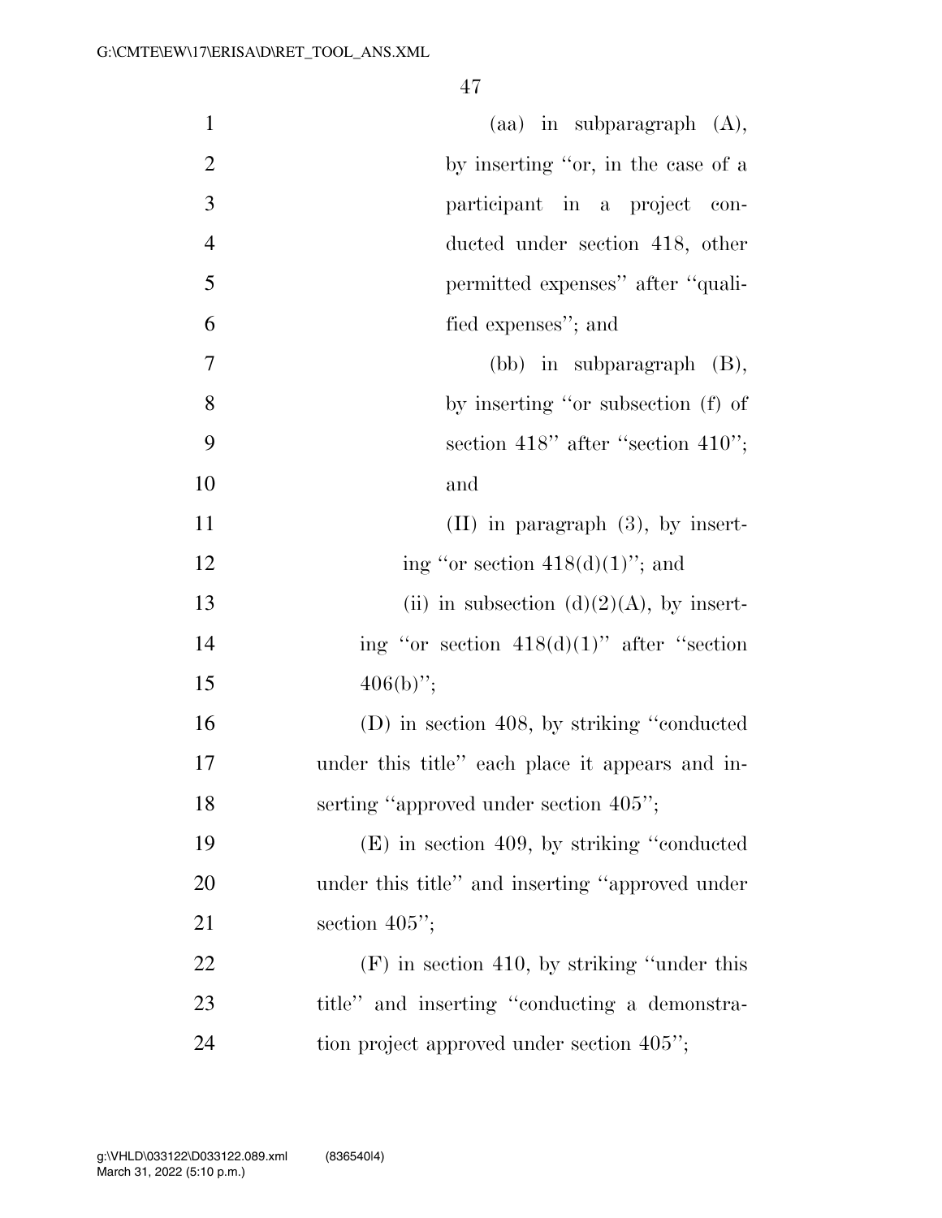(aa) in subparagraph (A), by inserting ''or, in the case of a participant in a project conducted under section 418, other permitted expenses'' after ''qualified expenses''; and

(bb) in subparagraph (B), by inserting ''or subsection (f) of section 418'' after ''section 410''; and

(II) in paragraph (3), by inserting ''or section 418(d)(1)''; and

(ii) in subsection (d)(2)(A), by inserting ''or section 418(d)(1)'' after ''section 406(b)'';

(D) in section 408, by striking ''conducted under this title'' each place it appears and inserting ''approved under section 405'';

(E) in section 409, by striking ''conducted under this title'' and inserting ''approved under section 405'';

(F) in section 410, by striking ''under this title'' and inserting ''conducting a demonstration project approved under section 405'';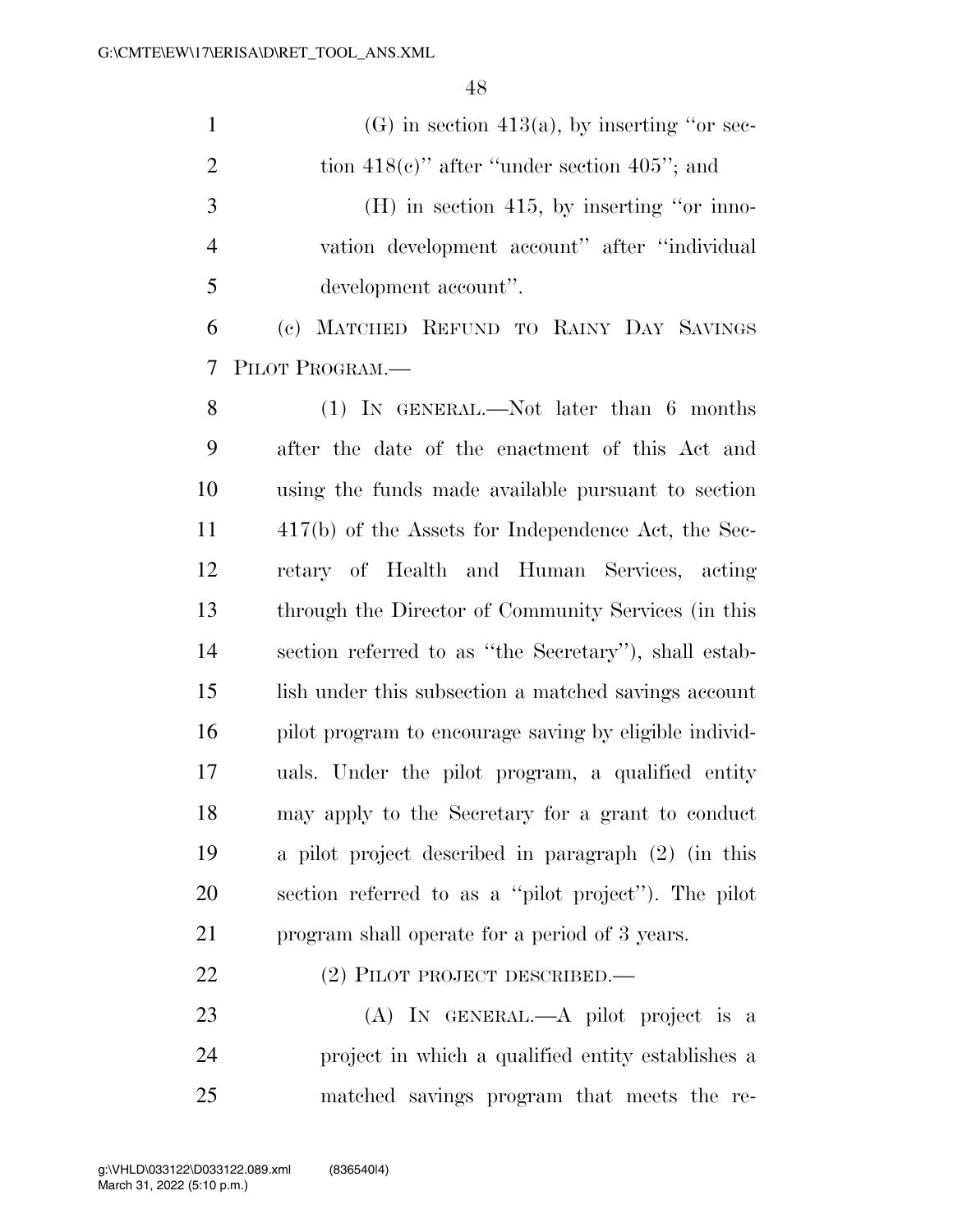(G) in section 413(a), by inserting "or section 418(c)" after "under section 405"; and

(H) in section 415, by inserting "or innovation development account" after "individual development account".

(c) MATCHED REFUND TO RAINY DAY SAVINGS PILOT PROGRAM.—

(1) IN GENERAL.—Not later than 6 months after the date of the enactment of this Act and using the funds made available pursuant to section 417(b) of the Assets for Independence Act, the Secretary of Health and Human Services, acting through the Director of Community Services (in this section referred to as "the Secretary"), shall establish under this subsection a matched savings account pilot program to encourage saving by eligible individuals. Under the pilot program, a qualified entity may apply to the Secretary for a grant to conduct a pilot project described in paragraph (2) (in this section referred to as a "pilot project"). The pilot program shall operate for a period of 3 years.

(2) PILOT PROJECT DESCRIBED.—

(A) IN GENERAL.—A pilot project is a project in which a qualified entity establishes a matched savings program that meets the re-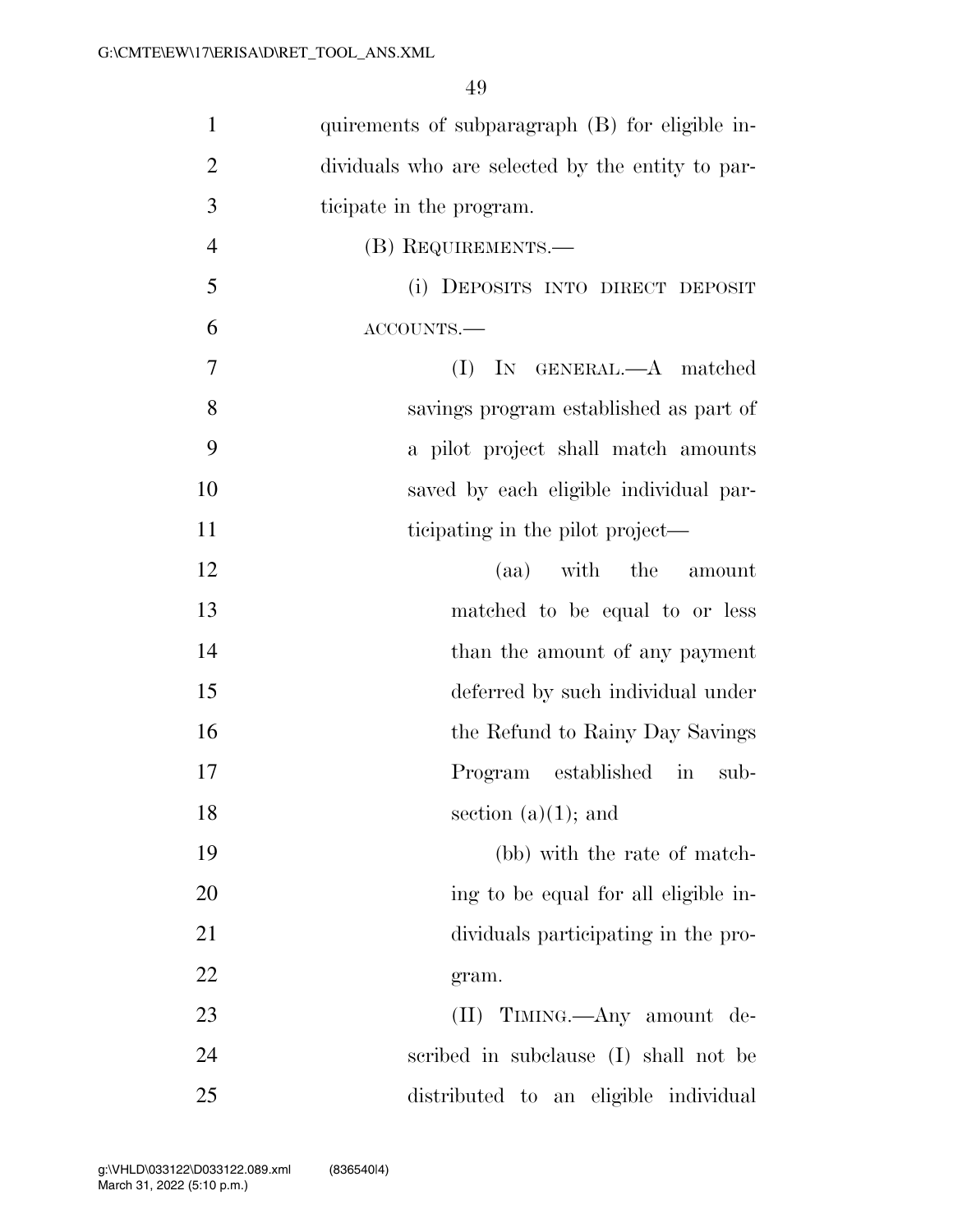quirements of subparagraph (B) for eligible individuals who are selected by the entity to participate in the program.

(B) REQUIREMENTS.—

(i) DEPOSITS INTO DIRECT DEPOSIT ACCOUNTS.—

(I) IN GENERAL.—A matched savings program established as part of a pilot project shall match amounts saved by each eligible individual participating in the pilot project—

(aa) with the amount matched to be equal to or less than the amount of any payment deferred by such individual under the Refund to Rainy Day Savings Program established in subsection (a)(1); and

(bb) with the rate of matching to be equal for all eligible individuals participating in the program.

(II) TIMING.—Any amount described in subclause (I) shall not be distributed to an eligible individual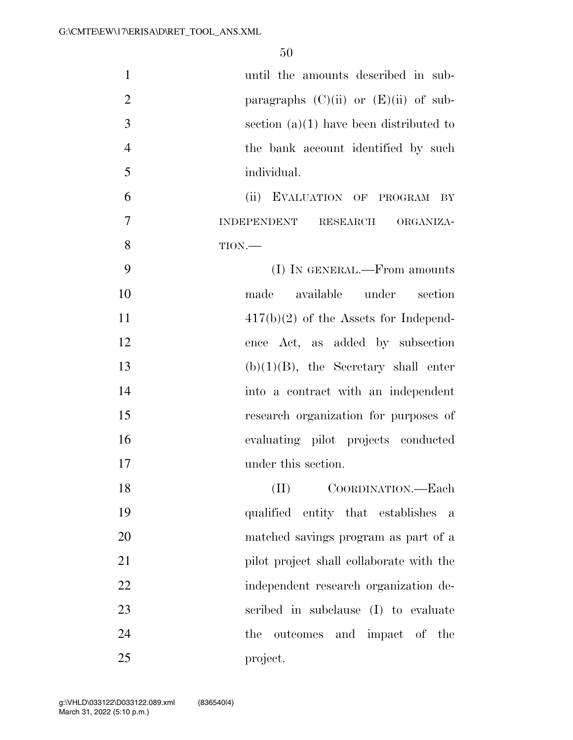until the amounts described in subparagraphs (C)(ii) or (E)(ii) of subsection (a)(1) have been distributed to the bank account identified by such individual.

(ii) EVALUATION OF PROGRAM BY INDEPENDENT RESEARCH ORGANIZATION.—

(I) IN GENERAL.—From amounts made available under section 417(b)(2) of the Assets for Independence Act, as added by subsection (b)(1)(B), the Secretary shall enter into a contract with an independent research organization for purposes of evaluating pilot projects conducted under this section.

(II) COORDINATION.—Each qualified entity that establishes a matched savings program as part of a pilot project shall collaborate with the independent research organization described in subclause (I) to evaluate the outcomes and impact of the project.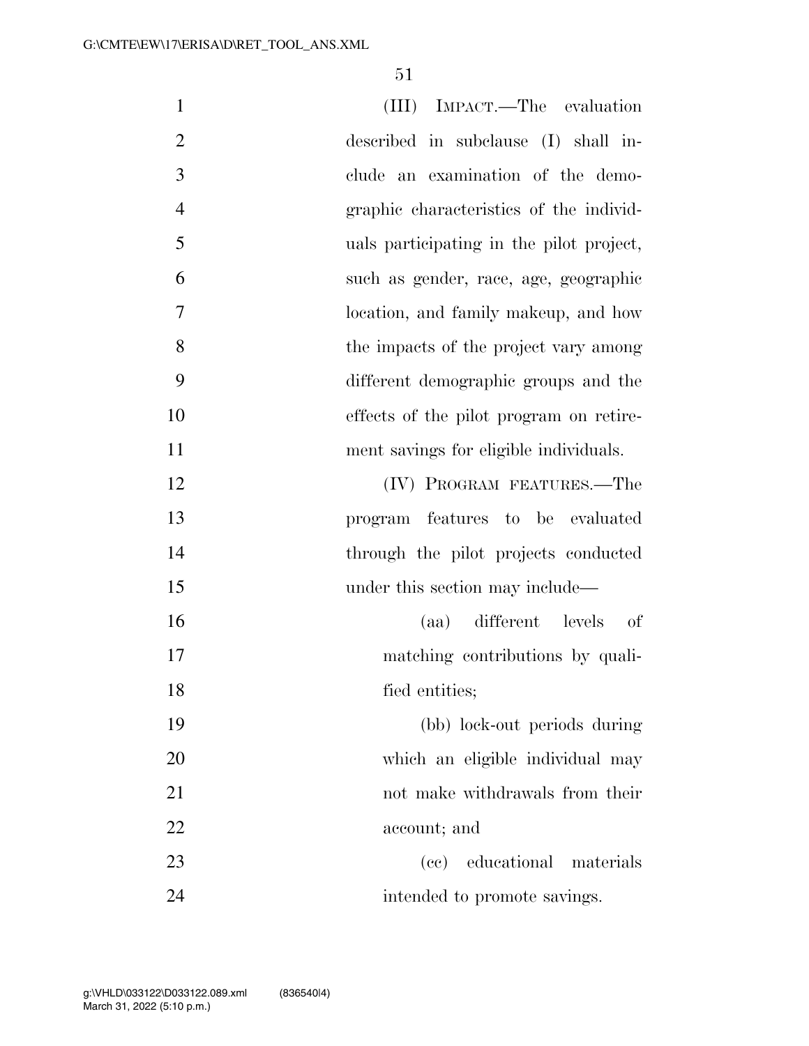(III) IMPACT.—The evaluation described in subclause (I) shall include an examination of the demographic characteristics of the individuals participating in the pilot project, such as gender, race, age, geographic location, and family makeup, and how the impacts of the project vary among different demographic groups and the effects of the pilot program on retirement savings for eligible individuals.

(IV) PROGRAM FEATURES.—The program features to be evaluated through the pilot projects conducted under this section may include—

(aa) different levels of matching contributions by qualified entities;

(bb) lock-out periods during which an eligible individual may not make withdrawals from their account; and

(cc) educational materials intended to promote savings.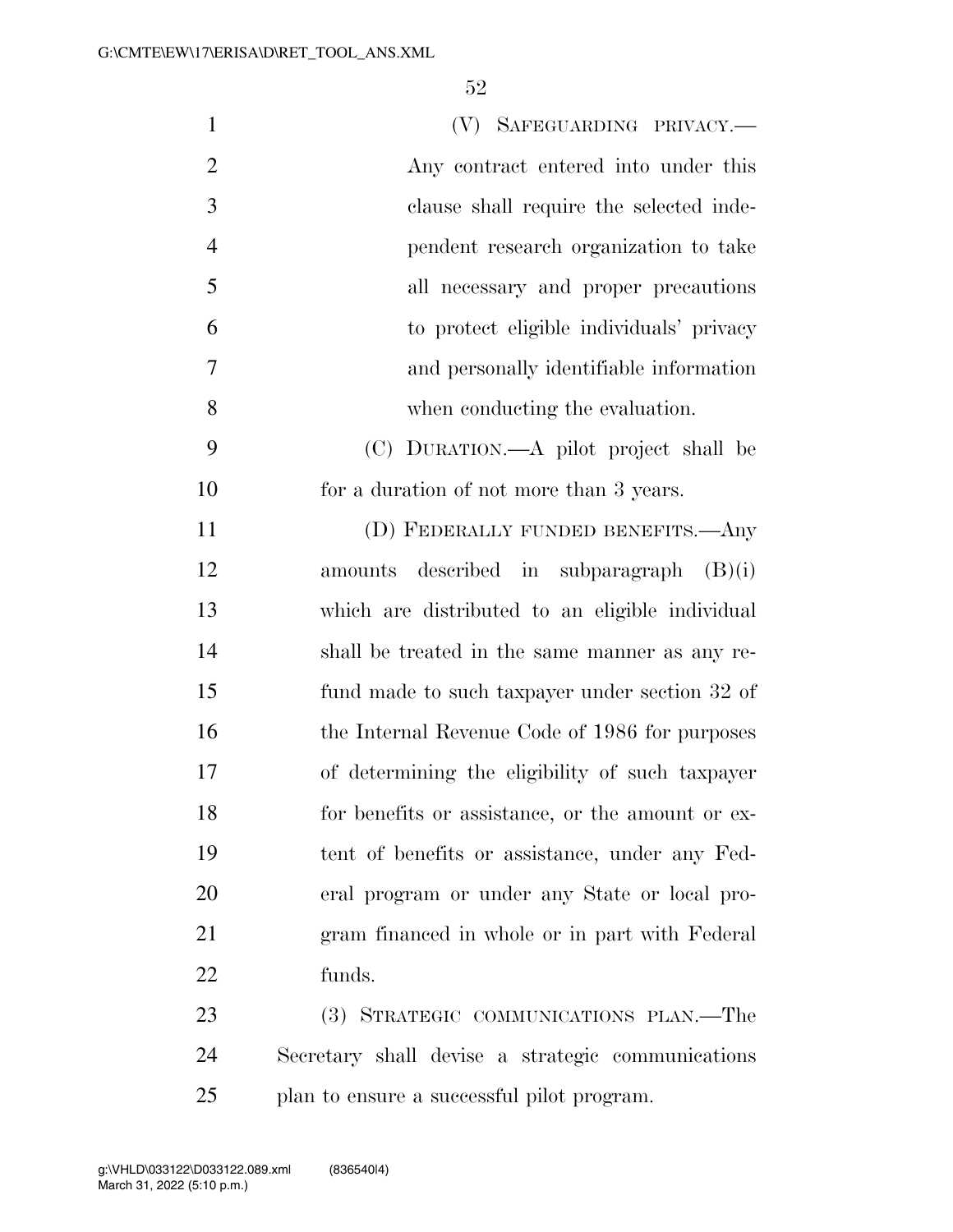(V) SAFEGUARDING PRIVACY.—Any contract entered into under this clause shall require the selected independent research organization to take all necessary and proper precautions to protect eligible individuals' privacy and personally identifiable information when conducting the evaluation.

(C) DURATION.—A pilot project shall be for a duration of not more than 3 years.

(D) FEDERALLY FUNDED BENEFITS.—Any amounts described in subparagraph (B)(i) which are distributed to an eligible individual shall be treated in the same manner as any refund made to such taxpayer under section 32 of the Internal Revenue Code of 1986 for purposes of determining the eligibility of such taxpayer for benefits or assistance, or the amount or extent of benefits or assistance, under any Federal program or under any State or local program financed in whole or in part with Federal funds.

(3) STRATEGIC COMMUNICATIONS PLAN.—The Secretary shall devise a strategic communications plan to ensure a successful pilot program.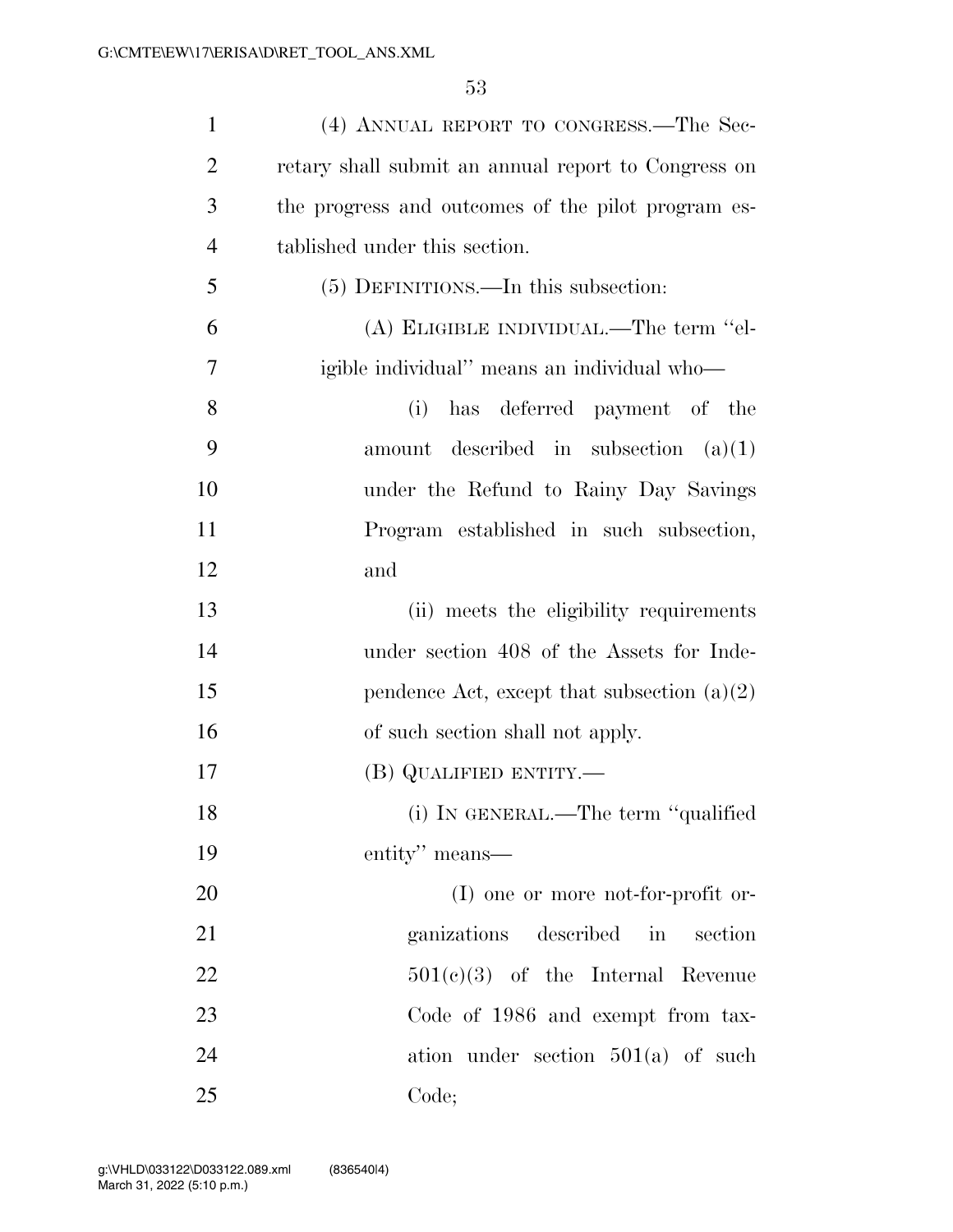(4) ANNUAL REPORT TO CONGRESS.—The Secretary shall submit an annual report to Congress on the progress and outcomes of the pilot program established under this section.

(5) DEFINITIONS.—In this subsection:

(A) ELIGIBLE INDIVIDUAL.—The term "eligible individual" means an individual who—

(i) has deferred payment of the amount described in subsection (a)(1) under the Refund to Rainy Day Savings Program established in such subsection, and

(ii) meets the eligibility requirements under section 408 of the Assets for Independence Act, except that subsection (a)(2) of such section shall not apply.

(B) QUALIFIED ENTITY.—

(i) IN GENERAL.—The term "qualified entity" means—

(I) one or more not-for-profit organizations described in section 501(c)(3) of the Internal Revenue Code of 1986 and exempt from taxation under section 501(a) of such Code;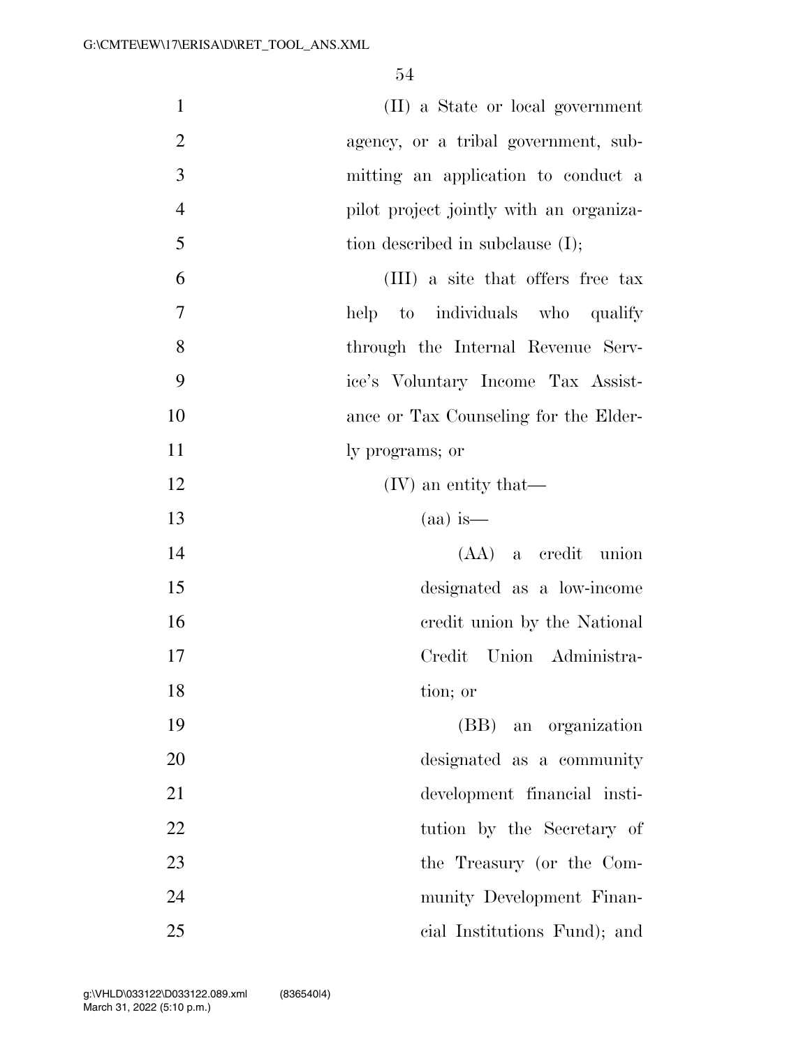(II) a State or local government agency, or a tribal government, submitting an application to conduct a pilot project jointly with an organization described in subclause (I);

(III) a site that offers free tax help to individuals who qualify through the Internal Revenue Service's Voluntary Income Tax Assistance or Tax Counseling for the Elderly programs; or

(IV) an entity that—

(aa) is—

(AA) a credit union designated as a low-income credit union by the National Credit Union Administration; or

(BB) an organization designated as a community development financial institution by the Secretary of the Treasury (or the Community Development Financial Institutions Fund); and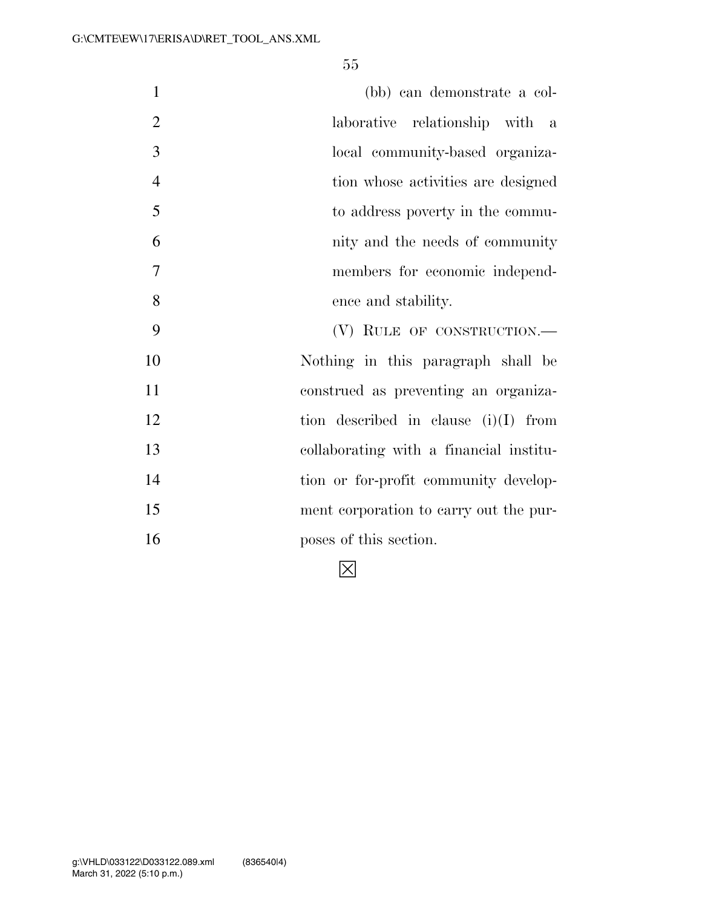(bb) can demonstrate a collaborative relationship with a local community-based organization whose activities are designed to address poverty in the community and the needs of community members for economic independence and stability.

(V) RULE OF CONSTRUCTION.— Nothing in this paragraph shall be construed as preventing an organization described in clause (i)(I) from collaborating with a financial institution or for-profit community development corporation to carry out the purposes of this section.

☒